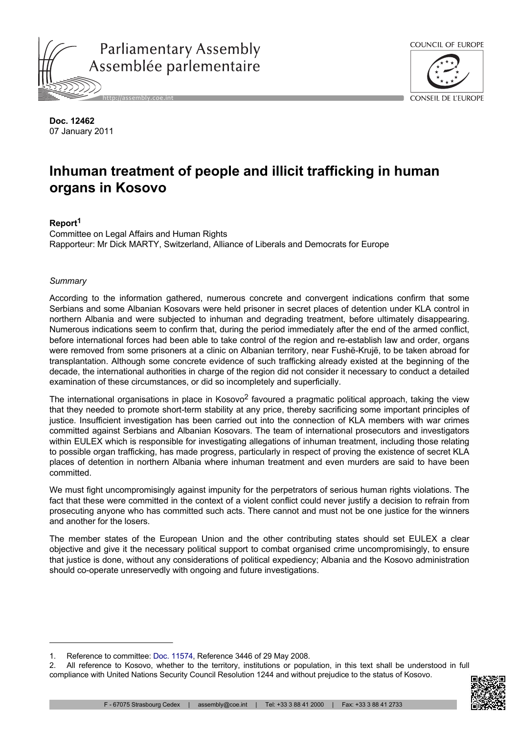Parliamentary Assembly
Assemblée parlementaire

http://assembly.coe.int

COUNCIL OF EUROPE
CONSEIL DE L'EUROPE

**Doc. 12462**
07 January 2011

# Inhuman treatment of people and illicit trafficking in human organs in Kosovo

**Report**[1]
Committee on Legal Affairs and Human Rights
Rapporteur: Mr Dick MARTY, Switzerland, Alliance of Liberals and Democrats for Europe

*Summary*

According to the information gathered, numerous concrete and convergent indications confirm that some Serbians and some Albanian Kosovars were held prisoner in secret places of detention under KLA control in northern Albania and were subjected to inhuman and degrading treatment, before ultimately disappearing. Numerous indications seem to confirm that, during the period immediately after the end of the armed conflict, before international forces had been able to take control of the region and re-establish law and order, organs were removed from some prisoners at a clinic on Albanian territory, near Fushë-Krujë, to be taken abroad for transplantation. Although some concrete evidence of such trafficking already existed at the beginning of the decade, the international authorities in charge of the region did not consider it necessary to conduct a detailed examination of these circumstances, or did so incompletely and superficially.

The international organisations in place in Kosovo[2] favoured a pragmatic political approach, taking the view that they needed to promote short-term stability at any price, thereby sacrificing some important principles of justice. Insufficient investigation has been carried out into the connection of KLA members with war crimes committed against Serbians and Albanian Kosovars. The team of international prosecutors and investigators within EULEX which is responsible for investigating allegations of inhuman treatment, including those relating to possible organ trafficking, has made progress, particularly in respect of proving the existence of secret KLA places of detention in northern Albania where inhuman treatment and even murders are said to have been committed.

We must fight uncompromisingly against impunity for the perpetrators of serious human rights violations. The fact that these were committed in the context of a violent conflict could never justify a decision to refrain from prosecuting anyone who has committed such acts. There cannot and must not be one justice for the winners and another for the losers.

The member states of the European Union and the other contributing states should set EULEX a clear objective and give it the necessary political support to combat organised crime uncompromisingly, to ensure that justice is done, without any considerations of political expediency; Albania and the Kosovo administration should co-operate unreservedly with ongoing and future investigations.

---

1. Reference to committee: Doc. 11574, Reference 3446 of 29 May 2008.
2. All reference to Kosovo, whether to the territory, institutions or population, in this text shall be understood in full compliance with United Nations Security Council Resolution 1244 and without prejudice to the status of Kosovo.

F - 67075 Strasbourg Cedex | assembly@coe.int | Tel: +33 3 88 41 2000 | Fax: +33 3 88 41 2733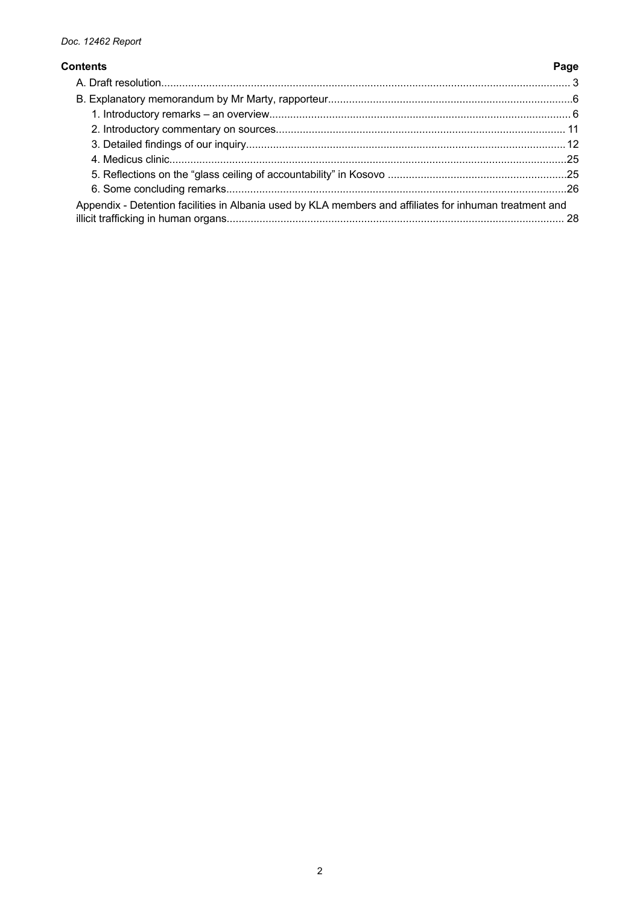**Contents** **Page**

A. Draft resolution........................................................................................................................................ 3

B. Explanatory memorandum by Mr Marty, rapporteur.................................................................................6

1. Introductory remarks – an overview.................................................................................................... 6

2. Introductory commentary on sources................................................................................................ 11

3. Detailed findings of our inquiry.......................................................................................................... 12

4. Medicus clinic...................................................................................................................................25

5. Reflections on the “glass ceiling of accountability” in Kosovo ...........................................................25

6. Some concluding remarks.................................................................................................................26

Appendix - Detention facilities in Albania used by KLA members and affiliates for inhuman treatment and illicit trafficking in human organs................................................................................................................ 28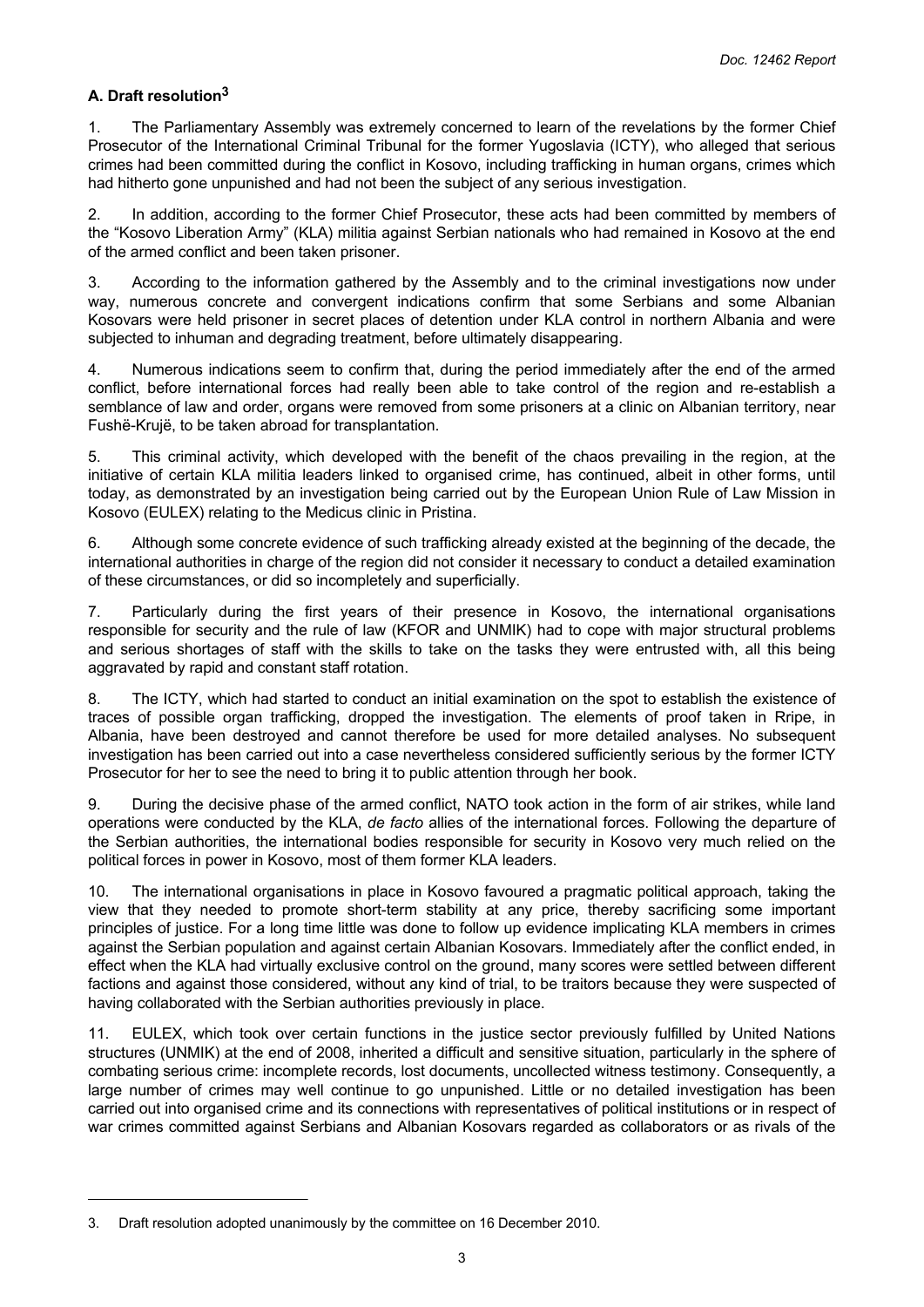### A. Draft resolution[3]

1. The Parliamentary Assembly was extremely concerned to learn of the revelations by the former Chief Prosecutor of the International Criminal Tribunal for the former Yugoslavia (ICTY), who alleged that serious crimes had been committed during the conflict in Kosovo, including trafficking in human organs, crimes which had hitherto gone unpunished and had not been the subject of any serious investigation.

2. In addition, according to the former Chief Prosecutor, these acts had been committed by members of the "Kosovo Liberation Army" (KLA) militia against Serbian nationals who had remained in Kosovo at the end of the armed conflict and been taken prisoner.

3. According to the information gathered by the Assembly and to the criminal investigations now under way, numerous concrete and convergent indications confirm that some Serbians and some Albanian Kosovars were held prisoner in secret places of detention under KLA control in northern Albania and were subjected to inhuman and degrading treatment, before ultimately disappearing.

4. Numerous indications seem to confirm that, during the period immediately after the end of the armed conflict, before international forces had really been able to take control of the region and re-establish a semblance of law and order, organs were removed from some prisoners at a clinic on Albanian territory, near Fushë-Krujë, to be taken abroad for transplantation.

5. This criminal activity, which developed with the benefit of the chaos prevailing in the region, at the initiative of certain KLA militia leaders linked to organised crime, has continued, albeit in other forms, until today, as demonstrated by an investigation being carried out by the European Union Rule of Law Mission in Kosovo (EULEX) relating to the Medicus clinic in Pristina.

6. Although some concrete evidence of such trafficking already existed at the beginning of the decade, the international authorities in charge of the region did not consider it necessary to conduct a detailed examination of these circumstances, or did so incompletely and superficially.

7. Particularly during the first years of their presence in Kosovo, the international organisations responsible for security and the rule of law (KFOR and UNMIK) had to cope with major structural problems and serious shortages of staff with the skills to take on the tasks they were entrusted with, all this being aggravated by rapid and constant staff rotation.

8. The ICTY, which had started to conduct an initial examination on the spot to establish the existence of traces of possible organ trafficking, dropped the investigation. The elements of proof taken in Rripe, in Albania, have been destroyed and cannot therefore be used for more detailed analyses. No subsequent investigation has been carried out into a case nevertheless considered sufficiently serious by the former ICTY Prosecutor for her to see the need to bring it to public attention through her book.

9. During the decisive phase of the armed conflict, NATO took action in the form of air strikes, while land operations were conducted by the KLA, *de facto* allies of the international forces. Following the departure of the Serbian authorities, the international bodies responsible for security in Kosovo very much relied on the political forces in power in Kosovo, most of them former KLA leaders.

10. The international organisations in place in Kosovo favoured a pragmatic political approach, taking the view that they needed to promote short-term stability at any price, thereby sacrificing some important principles of justice. For a long time little was done to follow up evidence implicating KLA members in crimes against the Serbian population and against certain Albanian Kosovars. Immediately after the conflict ended, in effect when the KLA had virtually exclusive control on the ground, many scores were settled between different factions and against those considered, without any kind of trial, to be traitors because they were suspected of having collaborated with the Serbian authorities previously in place.

11. EULEX, which took over certain functions in the justice sector previously fulfilled by United Nations structures (UNMIK) at the end of 2008, inherited a difficult and sensitive situation, particularly in the sphere of combating serious crime: incomplete records, lost documents, uncollected witness testimony. Consequently, a large number of crimes may well continue to go unpunished. Little or no detailed investigation has been carried out into organised crime and its connections with representatives of political institutions or in respect of war crimes committed against Serbians and Albanian Kosovars regarded as collaborators or as rivals of the

---

[3] Draft resolution adopted unanimously by the committee on 16 December 2010.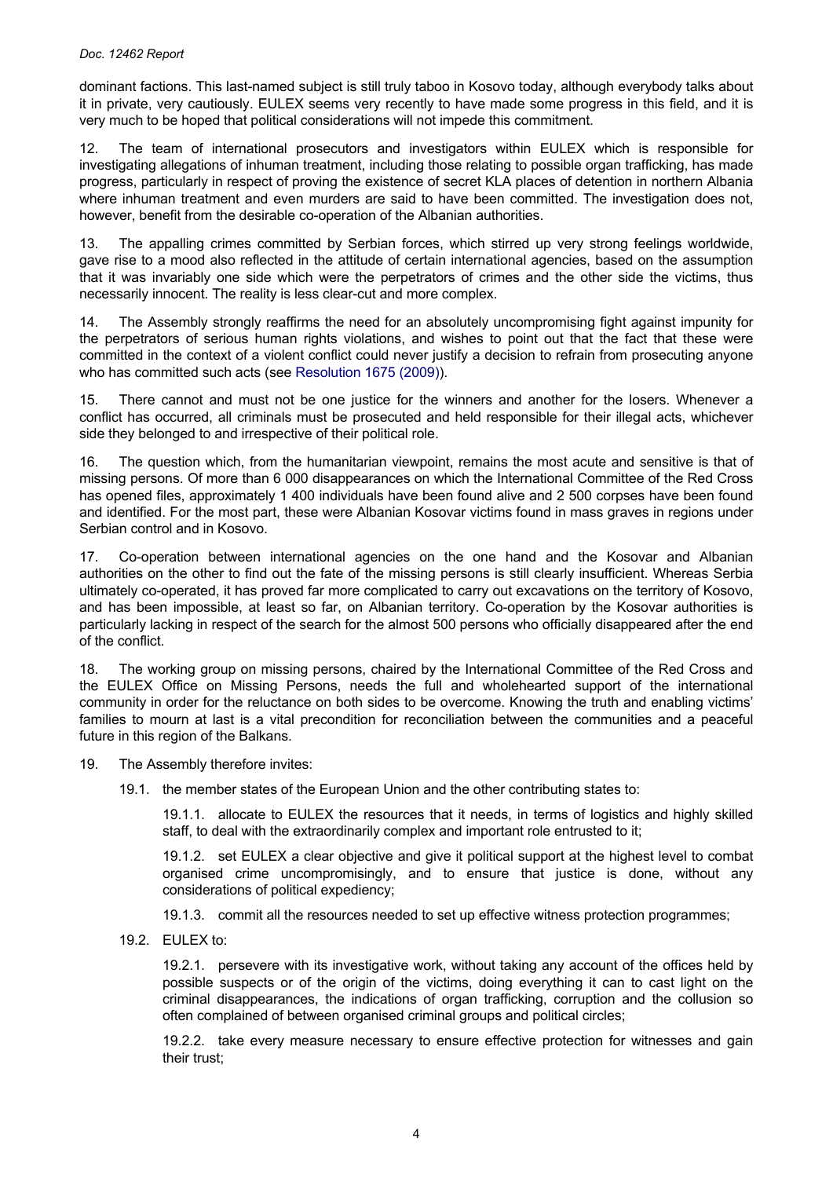dominant factions. This last-named subject is still truly taboo in Kosovo today, although everybody talks about it in private, very cautiously. EULEX seems very recently to have made some progress in this field, and it is very much to be hoped that political considerations will not impede this commitment.

12. The team of international prosecutors and investigators within EULEX which is responsible for investigating allegations of inhuman treatment, including those relating to possible organ trafficking, has made progress, particularly in respect of proving the existence of secret KLA places of detention in northern Albania where inhuman treatment and even murders are said to have been committed. The investigation does not, however, benefit from the desirable co-operation of the Albanian authorities.

13. The appalling crimes committed by Serbian forces, which stirred up very strong feelings worldwide, gave rise to a mood also reflected in the attitude of certain international agencies, based on the assumption that it was invariably one side which were the perpetrators of crimes and the other side the victims, thus necessarily innocent. The reality is less clear-cut and more complex.

14. The Assembly strongly reaffirms the need for an absolutely uncompromising fight against impunity for the perpetrators of serious human rights violations, and wishes to point out that the fact that these were committed in the context of a violent conflict could never justify a decision to refrain from prosecuting anyone who has committed such acts (see Resolution 1675 (2009)).

15. There cannot and must not be one justice for the winners and another for the losers. Whenever a conflict has occurred, all criminals must be prosecuted and held responsible for their illegal acts, whichever side they belonged to and irrespective of their political role.

16. The question which, from the humanitarian viewpoint, remains the most acute and sensitive is that of missing persons. Of more than 6 000 disappearances on which the International Committee of the Red Cross has opened files, approximately 1 400 individuals have been found alive and 2 500 corpses have been found and identified. For the most part, these were Albanian Kosovar victims found in mass graves in regions under Serbian control and in Kosovo.

17. Co-operation between international agencies on the one hand and the Kosovar and Albanian authorities on the other to find out the fate of the missing persons is still clearly insufficient. Whereas Serbia ultimately co-operated, it has proved far more complicated to carry out excavations on the territory of Kosovo, and has been impossible, at least so far, on Albanian territory. Co-operation by the Kosovar authorities is particularly lacking in respect of the search for the almost 500 persons who officially disappeared after the end of the conflict.

18. The working group on missing persons, chaired by the International Committee of the Red Cross and the EULEX Office on Missing Persons, needs the full and wholehearted support of the international community in order for the reluctance on both sides to be overcome. Knowing the truth and enabling victims' families to mourn at last is a vital precondition for reconciliation between the communities and a peaceful future in this region of the Balkans.

19. The Assembly therefore invites:

19.1. the member states of the European Union and the other contributing states to:

19.1.1. allocate to EULEX the resources that it needs, in terms of logistics and highly skilled staff, to deal with the extraordinarily complex and important role entrusted to it;

19.1.2. set EULEX a clear objective and give it political support at the highest level to combat organised crime uncompromisingly, and to ensure that justice is done, without any considerations of political expediency;

19.1.3. commit all the resources needed to set up effective witness protection programmes;

19.2. EULEX to:

19.2.1. persevere with its investigative work, without taking any account of the offices held by possible suspects or of the origin of the victims, doing everything it can to cast light on the criminal disappearances, the indications of organ trafficking, corruption and the collusion so often complained of between organised criminal groups and political circles;

19.2.2. take every measure necessary to ensure effective protection for witnesses and gain their trust;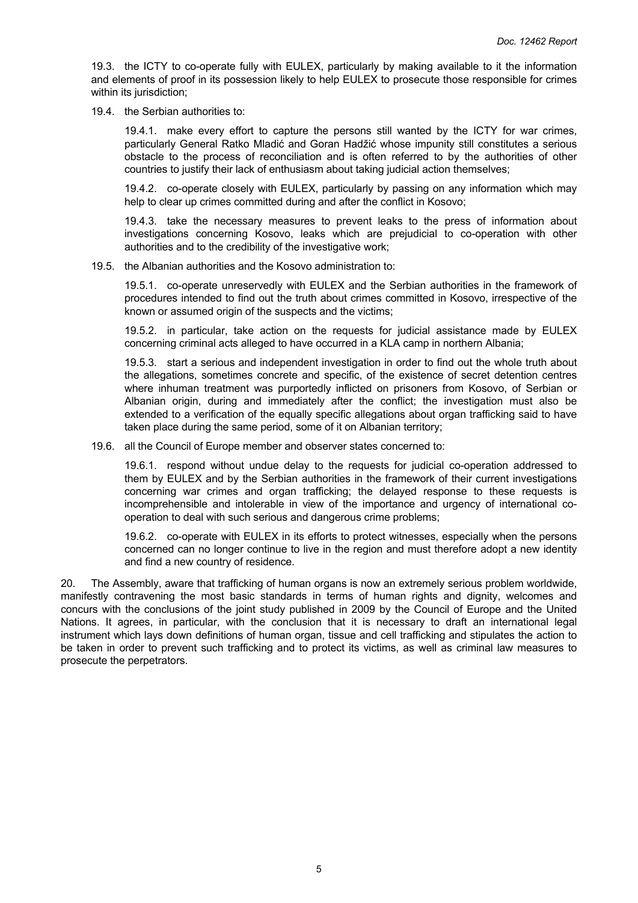19.3. the ICTY to co-operate fully with EULEX, particularly by making available to it the information and elements of proof in its possession likely to help EULEX to prosecute those responsible for crimes within its jurisdiction;

19.4. the Serbian authorities to:

19.4.1. make every effort to capture the persons still wanted by the ICTY for war crimes, particularly General Ratko Mladić and Goran Hadžić whose impunity still constitutes a serious obstacle to the process of reconciliation and is often referred to by the authorities of other countries to justify their lack of enthusiasm about taking judicial action themselves;

19.4.2. co-operate closely with EULEX, particularly by passing on any information which may help to clear up crimes committed during and after the conflict in Kosovo;

19.4.3. take the necessary measures to prevent leaks to the press of information about investigations concerning Kosovo, leaks which are prejudicial to co-operation with other authorities and to the credibility of the investigative work;

19.5. the Albanian authorities and the Kosovo administration to:

19.5.1. co-operate unreservedly with EULEX and the Serbian authorities in the framework of procedures intended to find out the truth about crimes committed in Kosovo, irrespective of the known or assumed origin of the suspects and the victims;

19.5.2. in particular, take action on the requests for judicial assistance made by EULEX concerning criminal acts alleged to have occurred in a KLA camp in northern Albania;

19.5.3. start a serious and independent investigation in order to find out the whole truth about the allegations, sometimes concrete and specific, of the existence of secret detention centres where inhuman treatment was purportedly inflicted on prisoners from Kosovo, of Serbian or Albanian origin, during and immediately after the conflict; the investigation must also be extended to a verification of the equally specific allegations about organ trafficking said to have taken place during the same period, some of it on Albanian territory;

19.6. all the Council of Europe member and observer states concerned to:

19.6.1. respond without undue delay to the requests for judicial co-operation addressed to them by EULEX and by the Serbian authorities in the framework of their current investigations concerning war crimes and organ trafficking; the delayed response to these requests is incomprehensible and intolerable in view of the importance and urgency of international co-operation to deal with such serious and dangerous crime problems;

19.6.2. co-operate with EULEX in its efforts to protect witnesses, especially when the persons concerned can no longer continue to live in the region and must therefore adopt a new identity and find a new country of residence.

20. The Assembly, aware that trafficking of human organs is now an extremely serious problem worldwide, manifestly contravening the most basic standards in terms of human rights and dignity, welcomes and concurs with the conclusions of the joint study published in 2009 by the Council of Europe and the United Nations. It agrees, in particular, with the conclusion that it is necessary to draft an international legal instrument which lays down definitions of human organ, tissue and cell trafficking and stipulates the action to be taken in order to prevent such trafficking and to protect its victims, as well as criminal law measures to prosecute the perpetrators.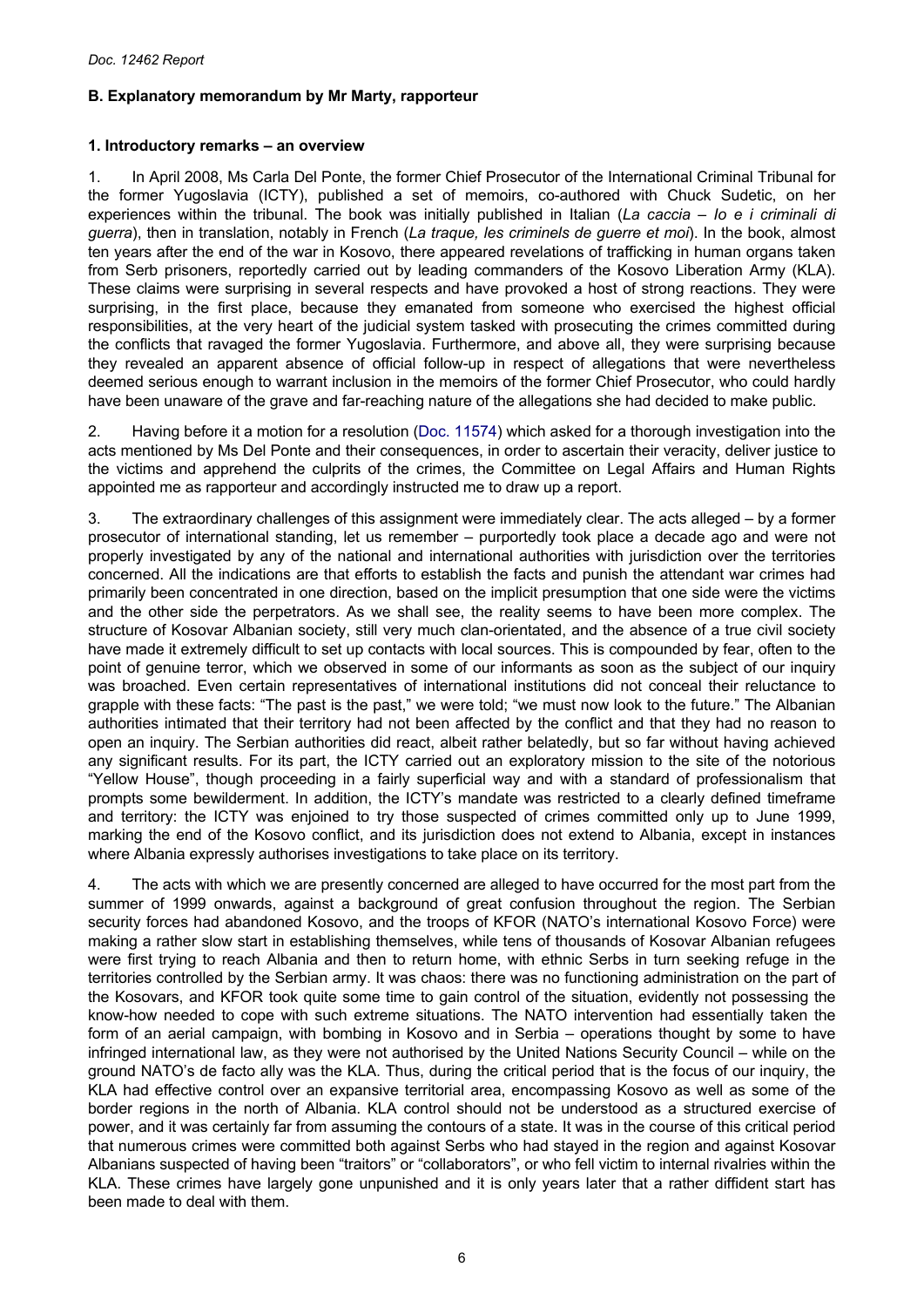## B. Explanatory memorandum by Mr Marty, rapporteur

### 1. Introductory remarks – an overview

1. In April 2008, Ms Carla Del Ponte, the former Chief Prosecutor of the International Criminal Tribunal for the former Yugoslavia (ICTY), published a set of memoirs, co-authored with Chuck Sudetic, on her experiences within the tribunal. The book was initially published in Italian (*La caccia – Io e i criminali di guerra*), then in translation, notably in French (*La traque, les criminels de guerre et moi*). In the book, almost ten years after the end of the war in Kosovo, there appeared revelations of trafficking in human organs taken from Serb prisoners, reportedly carried out by leading commanders of the Kosovo Liberation Army (KLA). These claims were surprising in several respects and have provoked a host of strong reactions. They were surprising, in the first place, because they emanated from someone who exercised the highest official responsibilities, at the very heart of the judicial system tasked with prosecuting the crimes committed during the conflicts that ravaged the former Yugoslavia. Furthermore, and above all, they were surprising because they revealed an apparent absence of official follow-up in respect of allegations that were nevertheless deemed serious enough to warrant inclusion in the memoirs of the former Chief Prosecutor, who could hardly have been unaware of the grave and far-reaching nature of the allegations she had decided to make public.

2. Having before it a motion for a resolution (Doc. 11574) which asked for a thorough investigation into the acts mentioned by Ms Del Ponte and their consequences, in order to ascertain their veracity, deliver justice to the victims and apprehend the culprits of the crimes, the Committee on Legal Affairs and Human Rights appointed me as rapporteur and accordingly instructed me to draw up a report.

3. The extraordinary challenges of this assignment were immediately clear. The acts alleged – by a former prosecutor of international standing, let us remember – purportedly took place a decade ago and were not properly investigated by any of the national and international authorities with jurisdiction over the territories concerned. All the indications are that efforts to establish the facts and punish the attendant war crimes had primarily been concentrated in one direction, based on the implicit presumption that one side were the victims and the other side the perpetrators. As we shall see, the reality seems to have been more complex. The structure of Kosovar Albanian society, still very much clan-orientated, and the absence of a true civil society have made it extremely difficult to set up contacts with local sources. This is compounded by fear, often to the point of genuine terror, which we observed in some of our informants as soon as the subject of our inquiry was broached. Even certain representatives of international institutions did not conceal their reluctance to grapple with these facts: "The past is the past," we were told; "we must now look to the future." The Albanian authorities intimated that their territory had not been affected by the conflict and that they had no reason to open an inquiry. The Serbian authorities did react, albeit rather belatedly, but so far without having achieved any significant results. For its part, the ICTY carried out an exploratory mission to the site of the notorious "Yellow House", though proceeding in a fairly superficial way and with a standard of professionalism that prompts some bewilderment. In addition, the ICTY's mandate was restricted to a clearly defined timeframe and territory: the ICTY was enjoined to try those suspected of crimes committed only up to June 1999, marking the end of the Kosovo conflict, and its jurisdiction does not extend to Albania, except in instances where Albania expressly authorises investigations to take place on its territory.

4. The acts with which we are presently concerned are alleged to have occurred for the most part from the summer of 1999 onwards, against a background of great confusion throughout the region. The Serbian security forces had abandoned Kosovo, and the troops of KFOR (NATO's international Kosovo Force) were making a rather slow start in establishing themselves, while tens of thousands of Kosovar Albanian refugees were first trying to reach Albania and then to return home, with ethnic Serbs in turn seeking refuge in the territories controlled by the Serbian army. It was chaos: there was no functioning administration on the part of the Kosovars, and KFOR took quite some time to gain control of the situation, evidently not possessing the know-how needed to cope with such extreme situations. The NATO intervention had essentially taken the form of an aerial campaign, with bombing in Kosovo and in Serbia – operations thought by some to have infringed international law, as they were not authorised by the United Nations Security Council – while on the ground NATO's de facto ally was the KLA. Thus, during the critical period that is the focus of our inquiry, the KLA had effective control over an expansive territorial area, encompassing Kosovo as well as some of the border regions in the north of Albania. KLA control should not be understood as a structured exercise of power, and it was certainly far from assuming the contours of a state. It was in the course of this critical period that numerous crimes were committed both against Serbs who had stayed in the region and against Kosovar Albanians suspected of having been "traitors" or "collaborators", or who fell victim to internal rivalries within the KLA. These crimes have largely gone unpunished and it is only years later that a rather diffident start has been made to deal with them.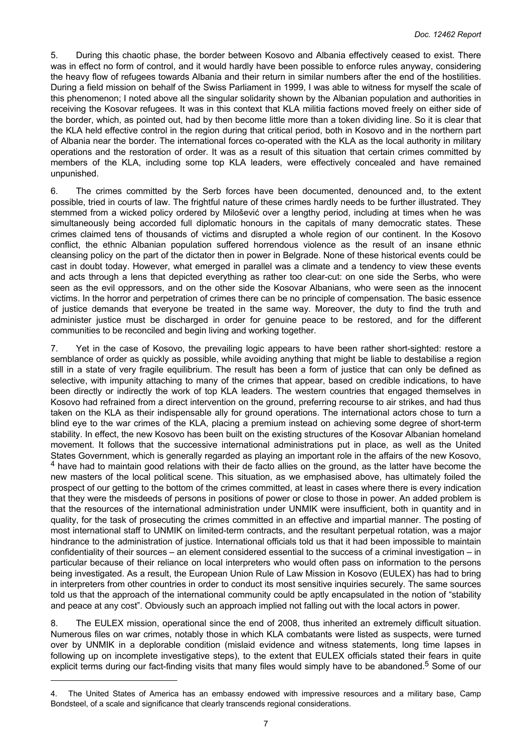5. During this chaotic phase, the border between Kosovo and Albania effectively ceased to exist. There was in effect no form of control, and it would hardly have been possible to enforce rules anyway, considering the heavy flow of refugees towards Albania and their return in similar numbers after the end of the hostilities. During a field mission on behalf of the Swiss Parliament in 1999, I was able to witness for myself the scale of this phenomenon; I noted above all the singular solidarity shown by the Albanian population and authorities in receiving the Kosovar refugees. It was in this context that KLA militia factions moved freely on either side of the border, which, as pointed out, had by then become little more than a token dividing line. So it is clear that the KLA held effective control in the region during that critical period, both in Kosovo and in the northern part of Albania near the border. The international forces co-operated with the KLA as the local authority in military operations and the restoration of order. It was as a result of this situation that certain crimes committed by members of the KLA, including some top KLA leaders, were effectively concealed and have remained unpunished.

6. The crimes committed by the Serb forces have been documented, denounced and, to the extent possible, tried in courts of law. The frightful nature of these crimes hardly needs to be further illustrated. They stemmed from a wicked policy ordered by Milošević over a lengthy period, including at times when he was simultaneously being accorded full diplomatic honours in the capitals of many democratic states. These crimes claimed tens of thousands of victims and disrupted a whole region of our continent. In the Kosovo conflict, the ethnic Albanian population suffered horrendous violence as the result of an insane ethnic cleansing policy on the part of the dictator then in power in Belgrade. None of these historical events could be cast in doubt today. However, what emerged in parallel was a climate and a tendency to view these events and acts through a lens that depicted everything as rather too clear-cut: on one side the Serbs, who were seen as the evil oppressors, and on the other side the Kosovar Albanians, who were seen as the innocent victims. In the horror and perpetration of crimes there can be no principle of compensation. The basic essence of justice demands that everyone be treated in the same way. Moreover, the duty to find the truth and administer justice must be discharged in order for genuine peace to be restored, and for the different communities to be reconciled and begin living and working together.

7. Yet in the case of Kosovo, the prevailing logic appears to have been rather short-sighted: restore a semblance of order as quickly as possible, while avoiding anything that might be liable to destabilise a region still in a state of very fragile equilibrium. The result has been a form of justice that can only be defined as selective, with impunity attaching to many of the crimes that appear, based on credible indications, to have been directly or indirectly the work of top KLA leaders. The western countries that engaged themselves in Kosovo had refrained from a direct intervention on the ground, preferring recourse to air strikes, and had thus taken on the KLA as their indispensable ally for ground operations. The international actors chose to turn a blind eye to the war crimes of the KLA, placing a premium instead on achieving some degree of short-term stability. In effect, the new Kosovo has been built on the existing structures of the Kosovar Albanian homeland movement. It follows that the successive international administrations put in place, as well as the United States Government, which is generally regarded as playing an important role in the affairs of the new Kosovo,[4] have had to maintain good relations with their de facto allies on the ground, as the latter have become the new masters of the local political scene. This situation, as we emphasised above, has ultimately foiled the prospect of our getting to the bottom of the crimes committed, at least in cases where there is every indication that they were the misdeeds of persons in positions of power or close to those in power. An added problem is that the resources of the international administration under UNMIK were insufficient, both in quantity and in quality, for the task of prosecuting the crimes committed in an effective and impartial manner. The posting of most international staff to UNMIK on limited-term contracts, and the resultant perpetual rotation, was a major hindrance to the administration of justice. International officials told us that it had been impossible to maintain confidentiality of their sources – an element considered essential to the success of a criminal investigation – in particular because of their reliance on local interpreters who would often pass on information to the persons being investigated. As a result, the European Union Rule of Law Mission in Kosovo (EULEX) has had to bring in interpreters from other countries in order to conduct its most sensitive inquiries securely. The same sources told us that the approach of the international community could be aptly encapsulated in the notion of "stability and peace at any cost". Obviously such an approach implied not falling out with the local actors in power.

8. The EULEX mission, operational since the end of 2008, thus inherited an extremely difficult situation. Numerous files on war crimes, notably those in which KLA combatants were listed as suspects, were turned over by UNMIK in a deplorable condition (mislaid evidence and witness statements, long time lapses in following up on incomplete investigative steps), to the extent that EULEX officials stated their fears in quite explicit terms during our fact-finding visits that many files would simply have to be abandoned.[5] Some of our

---

4. The United States of America has an embassy endowed with impressive resources and a military base, Camp Bondsteel, of a scale and significance that clearly transcends regional considerations.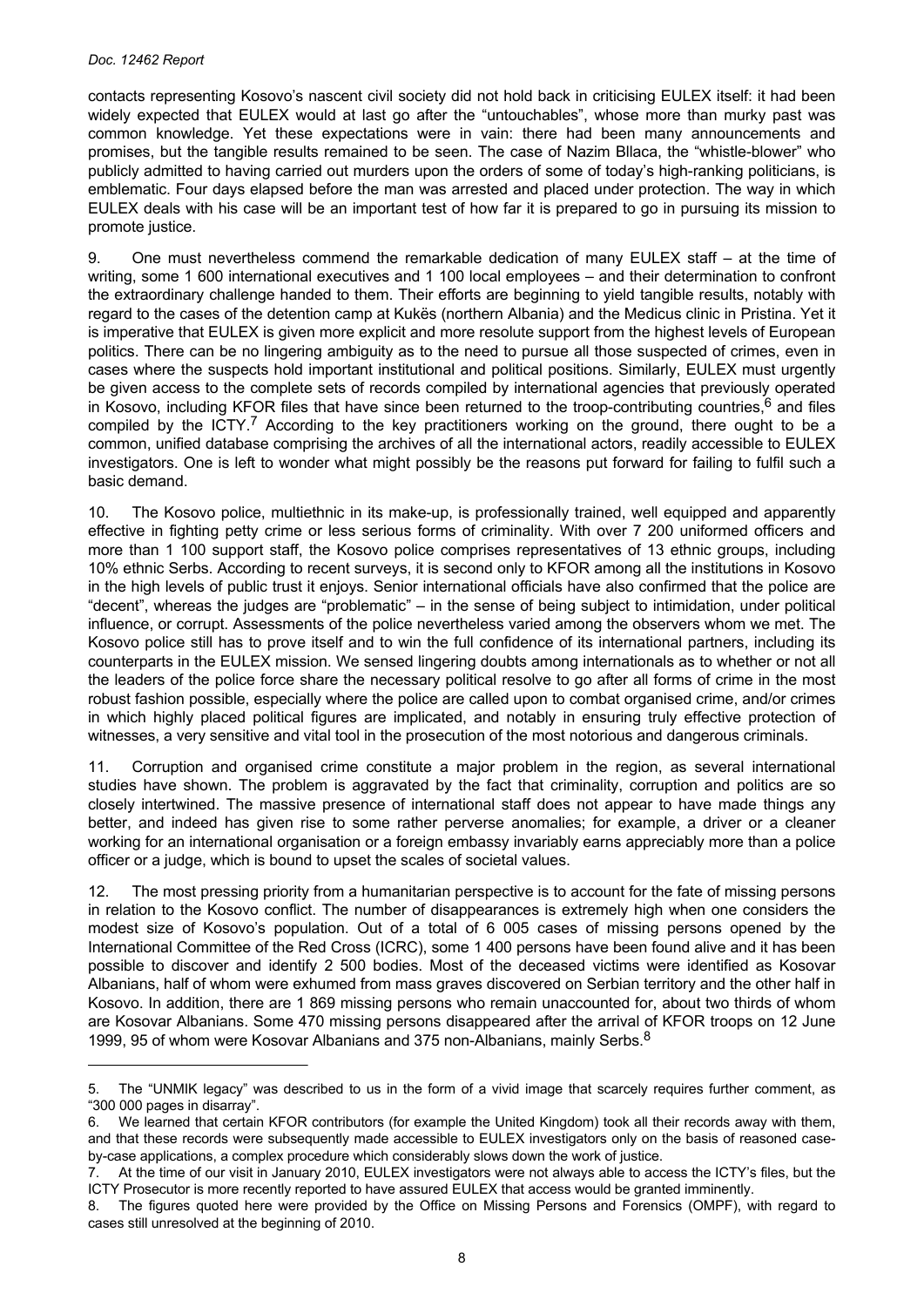contacts representing Kosovo's nascent civil society did not hold back in criticising EULEX itself: it had been widely expected that EULEX would at last go after the "untouchables", whose more than murky past was common knowledge. Yet these expectations were in vain: there had been many announcements and promises, but the tangible results remained to be seen. The case of Nazim Bllaca, the "whistle-blower" who publicly admitted to having carried out murders upon the orders of some of today's high-ranking politicians, is emblematic. Four days elapsed before the man was arrested and placed under protection. The way in which EULEX deals with his case will be an important test of how far it is prepared to go in pursuing its mission to promote justice.

9. One must nevertheless commend the remarkable dedication of many EULEX staff – at the time of writing, some 1 600 international executives and 1 100 local employees – and their determination to confront the extraordinary challenge handed to them. Their efforts are beginning to yield tangible results, notably with regard to the cases of the detention camp at Kukës (northern Albania) and the Medicus clinic in Pristina. Yet it is imperative that EULEX is given more explicit and more resolute support from the highest levels of European politics. There can be no lingering ambiguity as to the need to pursue all those suspected of crimes, even in cases where the suspects hold important institutional and political positions. Similarly, EULEX must urgently be given access to the complete sets of records compiled by international agencies that previously operated in Kosovo, including KFOR files that have since been returned to the troop-contributing countries,[6] and files compiled by the ICTY.[7] According to the key practitioners working on the ground, there ought to be a common, unified database comprising the archives of all the international actors, readily accessible to EULEX investigators. One is left to wonder what might possibly be the reasons put forward for failing to fulfil such a basic demand.

10. The Kosovo police, multiethnic in its make-up, is professionally trained, well equipped and apparently effective in fighting petty crime or less serious forms of criminality. With over 7 200 uniformed officers and more than 1 100 support staff, the Kosovo police comprises representatives of 13 ethnic groups, including 10% ethnic Serbs. According to recent surveys, it is second only to KFOR among all the institutions in Kosovo in the high levels of public trust it enjoys. Senior international officials have also confirmed that the police are "decent", whereas the judges are "problematic" – in the sense of being subject to intimidation, under political influence, or corrupt. Assessments of the police nevertheless varied among the observers whom we met. The Kosovo police still has to prove itself and to win the full confidence of its international partners, including its counterparts in the EULEX mission. We sensed lingering doubts among internationals as to whether or not all the leaders of the police force share the necessary political resolve to go after all forms of crime in the most robust fashion possible, especially where the police are called upon to combat organised crime, and/or crimes in which highly placed political figures are implicated, and notably in ensuring truly effective protection of witnesses, a very sensitive and vital tool in the prosecution of the most notorious and dangerous criminals.

11. Corruption and organised crime constitute a major problem in the region, as several international studies have shown. The problem is aggravated by the fact that criminality, corruption and politics are so closely intertwined. The massive presence of international staff does not appear to have made things any better, and indeed has given rise to some rather perverse anomalies; for example, a driver or a cleaner working for an international organisation or a foreign embassy invariably earns appreciably more than a police officer or a judge, which is bound to upset the scales of societal values.

12. The most pressing priority from a humanitarian perspective is to account for the fate of missing persons in relation to the Kosovo conflict. The number of disappearances is extremely high when one considers the modest size of Kosovo's population. Out of a total of 6 005 cases of missing persons opened by the International Committee of the Red Cross (ICRC), some 1 400 persons have been found alive and it has been possible to discover and identify 2 500 bodies. Most of the deceased victims were identified as Kosovar Albanians, half of whom were exhumed from mass graves discovered on Serbian territory and the other half in Kosovo. In addition, there are 1 869 missing persons who remain unaccounted for, about two thirds of whom are Kosovar Albanians. Some 470 missing persons disappeared after the arrival of KFOR troops on 12 June 1999, 95 of whom were Kosovar Albanians and 375 non-Albanians, mainly Serbs.[8]

---

5. The "UNMIK legacy" was described to us in the form of a vivid image that scarcely requires further comment, as "300 000 pages in disarray".

6. We learned that certain KFOR contributors (for example the United Kingdom) took all their records away with them, and that these records were subsequently made accessible to EULEX investigators only on the basis of reasoned case-by-case applications, a complex procedure which considerably slows down the work of justice.

7. At the time of our visit in January 2010, EULEX investigators were not always able to access the ICTY's files, but the ICTY Prosecutor is more recently reported to have assured EULEX that access would be granted imminently.

8. The figures quoted here were provided by the Office on Missing Persons and Forensics (OMPF), with regard to cases still unresolved at the beginning of 2010.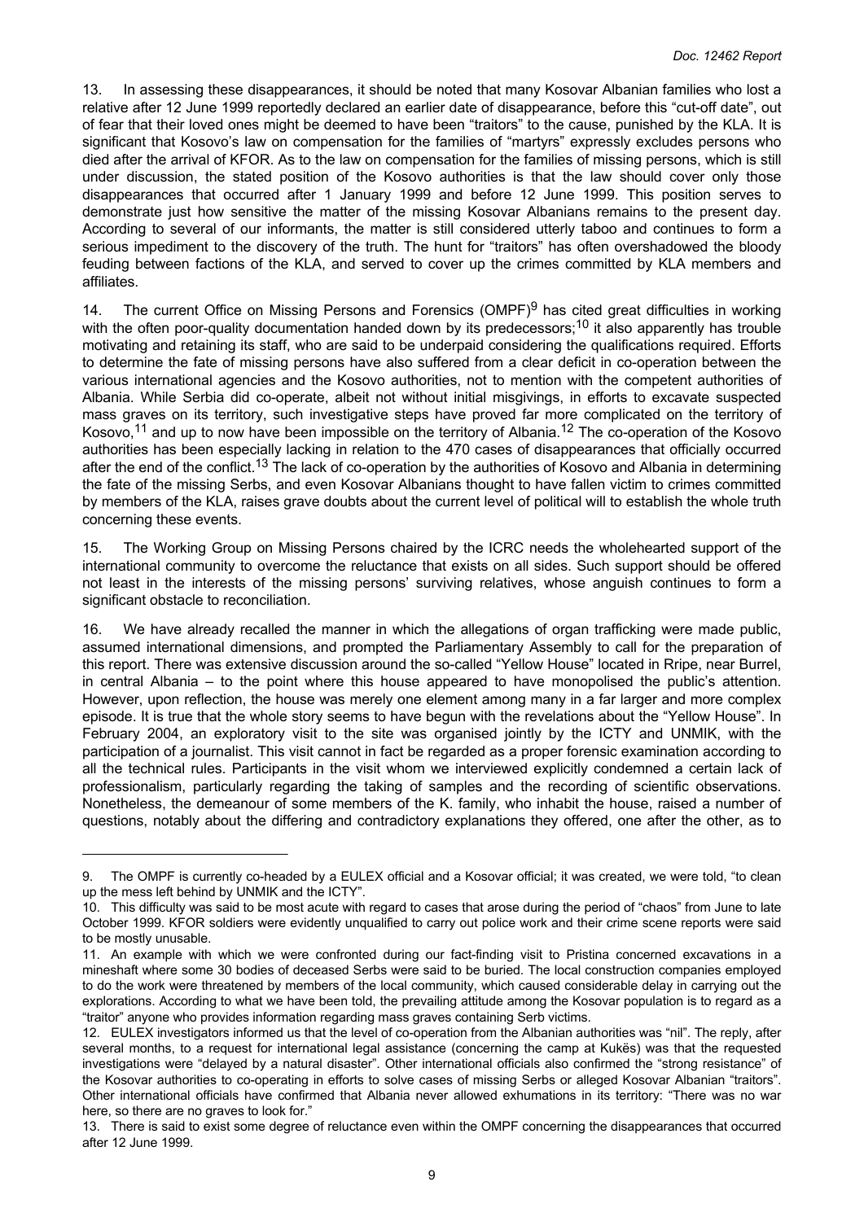13. In assessing these disappearances, it should be noted that many Kosovar Albanian families who lost a relative after 12 June 1999 reportedly declared an earlier date of disappearance, before this "cut-off date", out of fear that their loved ones might be deemed to have been "traitors" to the cause, punished by the KLA. It is significant that Kosovo's law on compensation for the families of "martyrs" expressly excludes persons who died after the arrival of KFOR. As to the law on compensation for the families of missing persons, which is still under discussion, the stated position of the Kosovo authorities is that the law should cover only those disappearances that occurred after 1 January 1999 and before 12 June 1999. This position serves to demonstrate just how sensitive the matter of the missing Kosovar Albanians remains to the present day. According to several of our informants, the matter is still considered utterly taboo and continues to form a serious impediment to the discovery of the truth. The hunt for "traitors" has often overshadowed the bloody feuding between factions of the KLA, and served to cover up the crimes committed by KLA members and affiliates.

14. The current Office on Missing Persons and Forensics (OMPF)[9] has cited great difficulties in working with the often poor-quality documentation handed down by its predecessors;[10] it also apparently has trouble motivating and retaining its staff, who are said to be underpaid considering the qualifications required. Efforts to determine the fate of missing persons have also suffered from a clear deficit in co-operation between the various international agencies and the Kosovo authorities, not to mention with the competent authorities of Albania. While Serbia did co-operate, albeit not without initial misgivings, in efforts to excavate suspected mass graves on its territory, such investigative steps have proved far more complicated on the territory of Kosovo,[11] and up to now have been impossible on the territory of Albania.[12] The co-operation of the Kosovo authorities has been especially lacking in relation to the 470 cases of disappearances that officially occurred after the end of the conflict.[13] The lack of co-operation by the authorities of Kosovo and Albania in determining the fate of the missing Serbs, and even Kosovar Albanians thought to have fallen victim to crimes committed by members of the KLA, raises grave doubts about the current level of political will to establish the whole truth concerning these events.

15. The Working Group on Missing Persons chaired by the ICRC needs the wholehearted support of the international community to overcome the reluctance that exists on all sides. Such support should be offered not least in the interests of the missing persons' surviving relatives, whose anguish continues to form a significant obstacle to reconciliation.

16. We have already recalled the manner in which the allegations of organ trafficking were made public, assumed international dimensions, and prompted the Parliamentary Assembly to call for the preparation of this report. There was extensive discussion around the so-called "Yellow House" located in Rripe, near Burrel, in central Albania – to the point where this house appeared to have monopolised the public's attention. However, upon reflection, the house was merely one element among many in a far larger and more complex episode. It is true that the whole story seems to have begun with the revelations about the "Yellow House". In February 2004, an exploratory visit to the site was organised jointly by the ICTY and UNMIK, with the participation of a journalist. This visit cannot in fact be regarded as a proper forensic examination according to all the technical rules. Participants in the visit whom we interviewed explicitly condemned a certain lack of professionalism, particularly regarding the taking of samples and the recording of scientific observations. Nonetheless, the demeanour of some members of the K. family, who inhabit the house, raised a number of questions, notably about the differing and contradictory explanations they offered, one after the other, as to

---

9. The OMPF is currently co-headed by a EULEX official and a Kosovar official; it was created, we were told, "to clean up the mess left behind by UNMIK and the ICTY".

10. This difficulty was said to be most acute with regard to cases that arose during the period of "chaos" from June to late October 1999. KFOR soldiers were evidently unqualified to carry out police work and their crime scene reports were said to be mostly unusable.

11. An example with which we were confronted during our fact-finding visit to Pristina concerned excavations in a mineshaft where some 30 bodies of deceased Serbs were said to be buried. The local construction companies employed to do the work were threatened by members of the local community, which caused considerable delay in carrying out the explorations. According to what we have been told, the prevailing attitude among the Kosovar population is to regard as a "traitor" anyone who provides information regarding mass graves containing Serb victims.

12. EULEX investigators informed us that the level of co-operation from the Albanian authorities was "nil". The reply, after several months, to a request for international legal assistance (concerning the camp at Kukës) was that the requested investigations were "delayed by a natural disaster". Other international officials also confirmed the "strong resistance" of the Kosovar authorities to co-operating in efforts to solve cases of missing Serbs or alleged Kosovar Albanian "traitors". Other international officials have confirmed that Albania never allowed exhumations in its territory: "There was no war here, so there are no graves to look for."

13. There is said to exist some degree of reluctance even within the OMPF concerning the disappearances that occurred after 12 June 1999.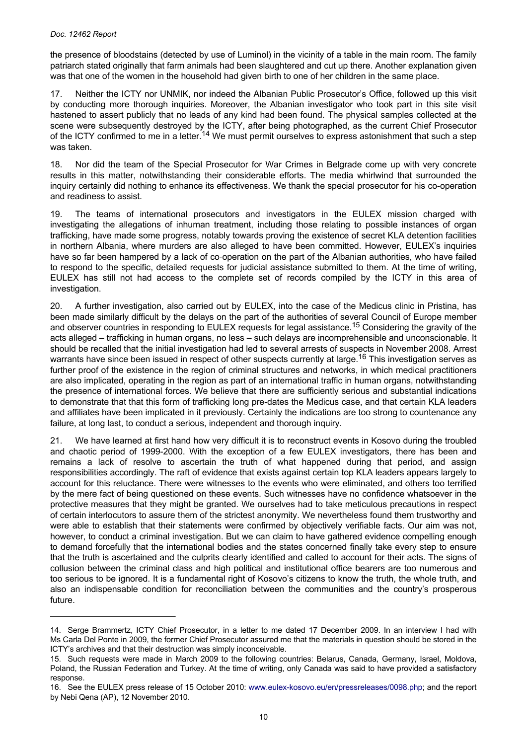the presence of bloodstains (detected by use of Luminol) in the vicinity of a table in the main room. The family patriarch stated originally that farm animals had been slaughtered and cut up there. Another explanation given was that one of the women in the household had given birth to one of her children in the same place.

17. Neither the ICTY nor UNMIK, nor indeed the Albanian Public Prosecutor's Office, followed up this visit by conducting more thorough inquiries. Moreover, the Albanian investigator who took part in this site visit hastened to assert publicly that no leads of any kind had been found. The physical samples collected at the scene were subsequently destroyed by the ICTY, after being photographed, as the current Chief Prosecutor of the ICTY confirmed to me in a letter.[14] We must permit ourselves to express astonishment that such a step was taken.

18. Nor did the team of the Special Prosecutor for War Crimes in Belgrade come up with very concrete results in this matter, notwithstanding their considerable efforts. The media whirlwind that surrounded the inquiry certainly did nothing to enhance its effectiveness. We thank the special prosecutor for his co-operation and readiness to assist.

19. The teams of international prosecutors and investigators in the EULEX mission charged with investigating the allegations of inhuman treatment, including those relating to possible instances of organ trafficking, have made some progress, notably towards proving the existence of secret KLA detention facilities in northern Albania, where murders are also alleged to have been committed. However, EULEX's inquiries have so far been hampered by a lack of co-operation on the part of the Albanian authorities, who have failed to respond to the specific, detailed requests for judicial assistance submitted to them. At the time of writing, EULEX has still not had access to the complete set of records compiled by the ICTY in this area of investigation.

20. A further investigation, also carried out by EULEX, into the case of the Medicus clinic in Pristina, has been made similarly difficult by the delays on the part of the authorities of several Council of Europe member and observer countries in responding to EULEX requests for legal assistance.[15] Considering the gravity of the acts alleged – trafficking in human organs, no less – such delays are incomprehensible and unconscionable. It should be recalled that the initial investigation had led to several arrests of suspects in November 2008. Arrest warrants have since been issued in respect of other suspects currently at large.[16] This investigation serves as further proof of the existence in the region of criminal structures and networks, in which medical practitioners are also implicated, operating in the region as part of an international traffic in human organs, notwithstanding the presence of international forces. We believe that there are sufficiently serious and substantial indications to demonstrate that that this form of trafficking long pre-dates the Medicus case, and that certain KLA leaders and affiliates have been implicated in it previously. Certainly the indications are too strong to countenance any failure, at long last, to conduct a serious, independent and thorough inquiry.

21. We have learned at first hand how very difficult it is to reconstruct events in Kosovo during the troubled and chaotic period of 1999-2000. With the exception of a few EULEX investigators, there has been and remains a lack of resolve to ascertain the truth of what happened during that period, and assign responsibilities accordingly. The raft of evidence that exists against certain top KLA leaders appears largely to account for this reluctance. There were witnesses to the events who were eliminated, and others too terrified by the mere fact of being questioned on these events. Such witnesses have no confidence whatsoever in the protective measures that they might be granted. We ourselves had to take meticulous precautions in respect of certain interlocutors to assure them of the strictest anonymity. We nevertheless found them trustworthy and were able to establish that their statements were confirmed by objectively verifiable facts. Our aim was not, however, to conduct a criminal investigation. But we can claim to have gathered evidence compelling enough to demand forcefully that the international bodies and the states concerned finally take every step to ensure that the truth is ascertained and the culprits clearly identified and called to account for their acts. The signs of collusion between the criminal class and high political and institutional office bearers are too numerous and too serious to be ignored. It is a fundamental right of Kosovo's citizens to know the truth, the whole truth, and also an indispensable condition for reconciliation between the communities and the country's prosperous future.

---

14. Serge Brammertz, ICTY Chief Prosecutor, in a letter to me dated 17 December 2009. In an interview I had with Ms Carla Del Ponte in 2009, the former Chief Prosecutor assured me that the materials in question should be stored in the ICTY's archives and that their destruction was simply inconceivable.

15. Such requests were made in March 2009 to the following countries: Belarus, Canada, Germany, Israel, Moldova, Poland, the Russian Federation and Turkey. At the time of writing, only Canada was said to have provided a satisfactory response.

16. See the EULEX press release of 15 October 2010: www.eulex-kosovo.eu/en/pressreleases/0098.php; and the report by Nebi Qena (AP), 12 November 2010.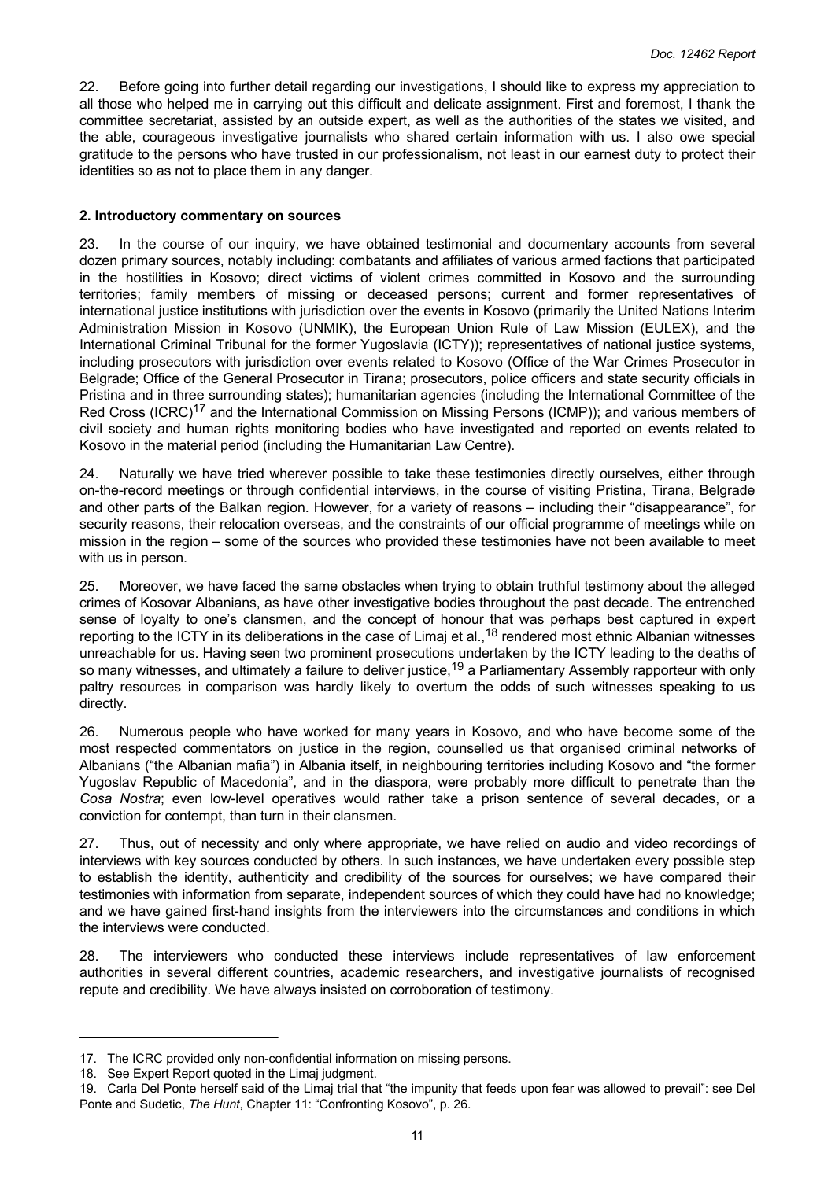22. Before going into further detail regarding our investigations, I should like to express my appreciation to all those who helped me in carrying out this difficult and delicate assignment. First and foremost, I thank the committee secretariat, assisted by an outside expert, as well as the authorities of the states we visited, and the able, courageous investigative journalists who shared certain information with us. I also owe special gratitude to the persons who have trusted in our professionalism, not least in our earnest duty to protect their identities so as not to place them in any danger.

## 2. Introductory commentary on sources

23. In the course of our inquiry, we have obtained testimonial and documentary accounts from several dozen primary sources, notably including: combatants and affiliates of various armed factions that participated in the hostilities in Kosovo; direct victims of violent crimes committed in Kosovo and the surrounding territories; family members of missing or deceased persons; current and former representatives of international justice institutions with jurisdiction over the events in Kosovo (primarily the United Nations Interim Administration Mission in Kosovo (UNMIK), the European Union Rule of Law Mission (EULEX), and the International Criminal Tribunal for the former Yugoslavia (ICTY)); representatives of national justice systems, including prosecutors with jurisdiction over events related to Kosovo (Office of the War Crimes Prosecutor in Belgrade; Office of the General Prosecutor in Tirana; prosecutors, police officers and state security officials in Pristina and in three surrounding states); humanitarian agencies (including the International Committee of the Red Cross (ICRC)[17] and the International Commission on Missing Persons (ICMP)); and various members of civil society and human rights monitoring bodies who have investigated and reported on events related to Kosovo in the material period (including the Humanitarian Law Centre).

24. Naturally we have tried wherever possible to take these testimonies directly ourselves, either through on-the-record meetings or through confidential interviews, in the course of visiting Pristina, Tirana, Belgrade and other parts of the Balkan region. However, for a variety of reasons – including their "disappearance", for security reasons, their relocation overseas, and the constraints of our official programme of meetings while on mission in the region – some of the sources who provided these testimonies have not been available to meet with us in person.

25. Moreover, we have faced the same obstacles when trying to obtain truthful testimony about the alleged crimes of Kosovar Albanians, as have other investigative bodies throughout the past decade. The entrenched sense of loyalty to one's clansmen, and the concept of honour that was perhaps best captured in expert reporting to the ICTY in its deliberations in the case of Limaj et al.,[18] rendered most ethnic Albanian witnesses unreachable for us. Having seen two prominent prosecutions undertaken by the ICTY leading to the deaths of so many witnesses, and ultimately a failure to deliver justice,[19] a Parliamentary Assembly rapporteur with only paltry resources in comparison was hardly likely to overturn the odds of such witnesses speaking to us directly.

26. Numerous people who have worked for many years in Kosovo, and who have become some of the most respected commentators on justice in the region, counselled us that organised criminal networks of Albanians ("the Albanian mafia") in Albania itself, in neighbouring territories including Kosovo and "the former Yugoslav Republic of Macedonia", and in the diaspora, were probably more difficult to penetrate than the *Cosa Nostra*; even low-level operatives would rather take a prison sentence of several decades, or a conviction for contempt, than turn in their clansmen.

27. Thus, out of necessity and only where appropriate, we have relied on audio and video recordings of interviews with key sources conducted by others. In such instances, we have undertaken every possible step to establish the identity, authenticity and credibility of the sources for ourselves; we have compared their testimonies with information from separate, independent sources of which they could have had no knowledge; and we have gained first-hand insights from the interviewers into the circumstances and conditions in which the interviews were conducted.

28. The interviewers who conducted these interviews include representatives of law enforcement authorities in several different countries, academic researchers, and investigative journalists of recognised repute and credibility. We have always insisted on corroboration of testimony.

---

17. The ICRC provided only non-confidential information on missing persons.

18. See Expert Report quoted in the Limaj judgment.

19. Carla Del Ponte herself said of the Limaj trial that "the impunity that feeds upon fear was allowed to prevail": see Del Ponte and Sudetic, *The Hunt*, Chapter 11: "Confronting Kosovo", p. 26.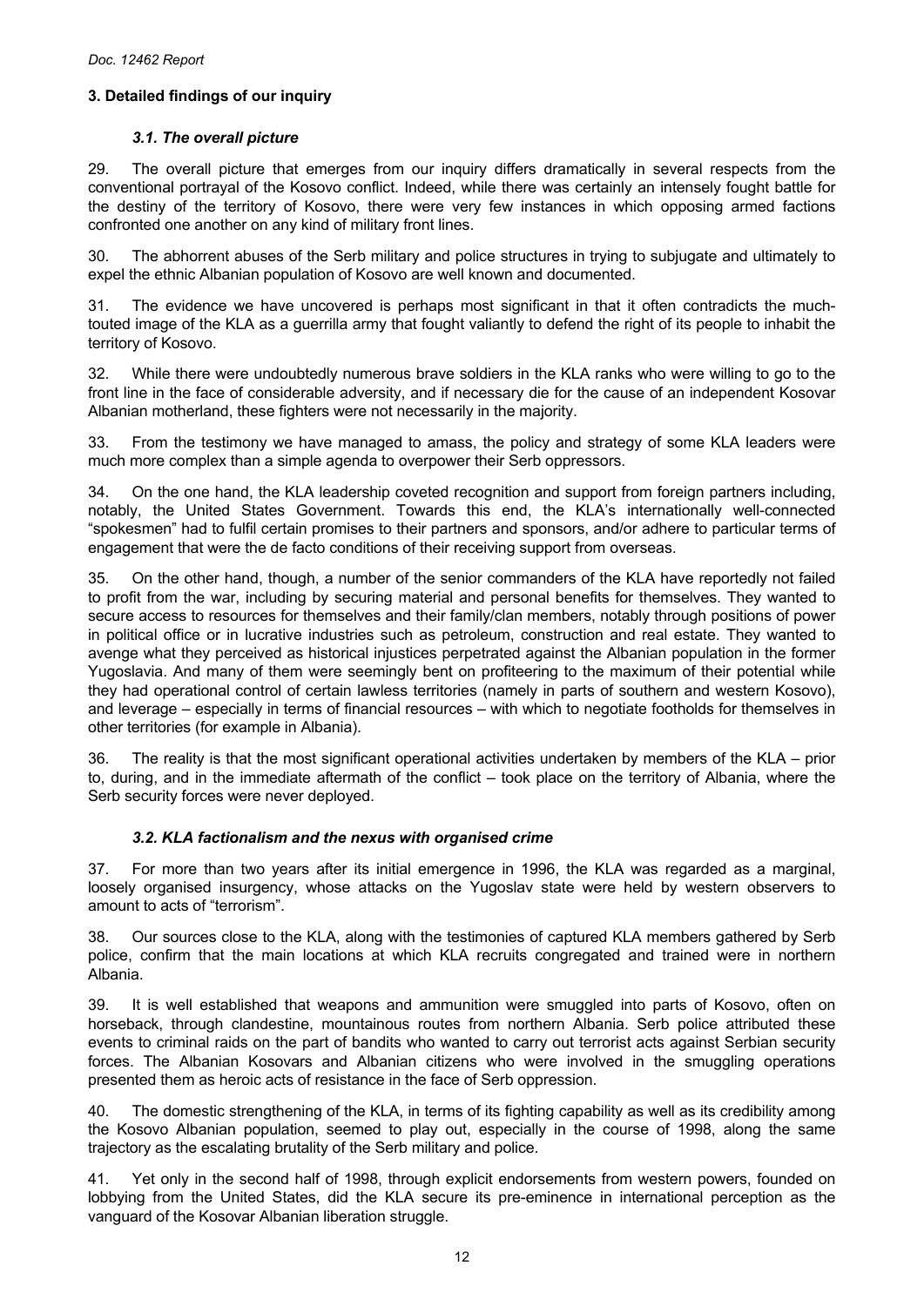## 3. Detailed findings of our inquiry

### *3.1. The overall picture*

29. The overall picture that emerges from our inquiry differs dramatically in several respects from the conventional portrayal of the Kosovo conflict. Indeed, while there was certainly an intensely fought battle for the destiny of the territory of Kosovo, there were very few instances in which opposing armed factions confronted one another on any kind of military front lines.

30. The abhorrent abuses of the Serb military and police structures in trying to subjugate and ultimately to expel the ethnic Albanian population of Kosovo are well known and documented.

31. The evidence we have uncovered is perhaps most significant in that it often contradicts the much-touted image of the KLA as a guerrilla army that fought valiantly to defend the right of its people to inhabit the territory of Kosovo.

32. While there were undoubtedly numerous brave soldiers in the KLA ranks who were willing to go to the front line in the face of considerable adversity, and if necessary die for the cause of an independent Kosovar Albanian motherland, these fighters were not necessarily in the majority.

33. From the testimony we have managed to amass, the policy and strategy of some KLA leaders were much more complex than a simple agenda to overpower their Serb oppressors.

34. On the one hand, the KLA leadership coveted recognition and support from foreign partners including, notably, the United States Government. Towards this end, the KLA's internationally well-connected "spokesmen" had to fulfil certain promises to their partners and sponsors, and/or adhere to particular terms of engagement that were the de facto conditions of their receiving support from overseas.

35. On the other hand, though, a number of the senior commanders of the KLA have reportedly not failed to profit from the war, including by securing material and personal benefits for themselves. They wanted to secure access to resources for themselves and their family/clan members, notably through positions of power in political office or in lucrative industries such as petroleum, construction and real estate. They wanted to avenge what they perceived as historical injustices perpetrated against the Albanian population in the former Yugoslavia. And many of them were seemingly bent on profiteering to the maximum of their potential while they had operational control of certain lawless territories (namely in parts of southern and western Kosovo), and leverage – especially in terms of financial resources – with which to negotiate footholds for themselves in other territories (for example in Albania).

36. The reality is that the most significant operational activities undertaken by members of the KLA – prior to, during, and in the immediate aftermath of the conflict – took place on the territory of Albania, where the Serb security forces were never deployed.

### *3.2. KLA factionalism and the nexus with organised crime*

37. For more than two years after its initial emergence in 1996, the KLA was regarded as a marginal, loosely organised insurgency, whose attacks on the Yugoslav state were held by western observers to amount to acts of "terrorism".

38. Our sources close to the KLA, along with the testimonies of captured KLA members gathered by Serb police, confirm that the main locations at which KLA recruits congregated and trained were in northern Albania.

39. It is well established that weapons and ammunition were smuggled into parts of Kosovo, often on horseback, through clandestine, mountainous routes from northern Albania. Serb police attributed these events to criminal raids on the part of bandits who wanted to carry out terrorist acts against Serbian security forces. The Albanian Kosovars and Albanian citizens who were involved in the smuggling operations presented them as heroic acts of resistance in the face of Serb oppression.

40. The domestic strengthening of the KLA, in terms of its fighting capability as well as its credibility among the Kosovo Albanian population, seemed to play out, especially in the course of 1998, along the same trajectory as the escalating brutality of the Serb military and police.

41. Yet only in the second half of 1998, through explicit endorsements from western powers, founded on lobbying from the United States, did the KLA secure its pre-eminence in international perception as the vanguard of the Kosovar Albanian liberation struggle.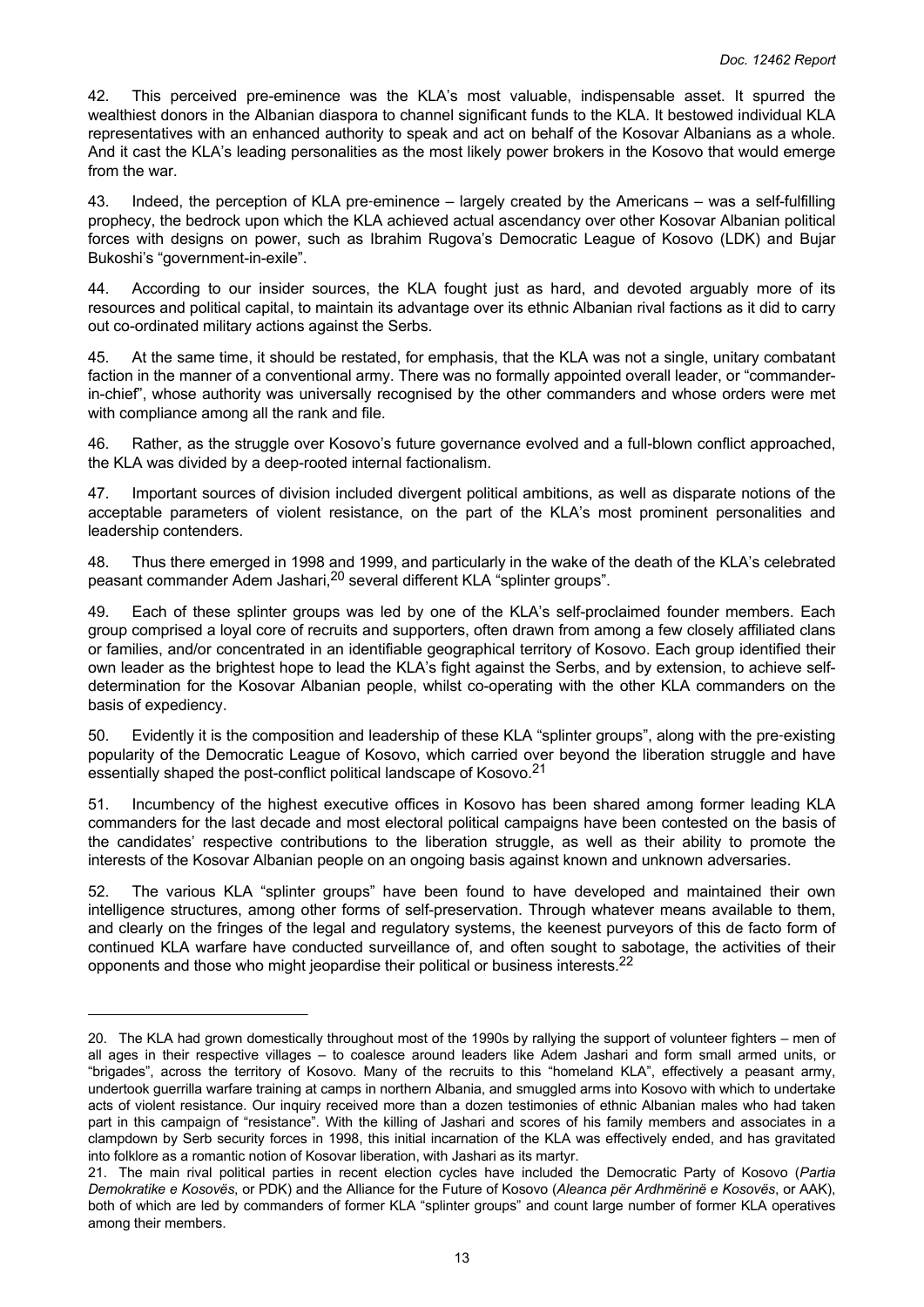42. This perceived pre-eminence was the KLA's most valuable, indispensable asset. It spurred the wealthiest donors in the Albanian diaspora to channel significant funds to the KLA. It bestowed individual KLA representatives with an enhanced authority to speak and act on behalf of the Kosovar Albanians as a whole. And it cast the KLA's leading personalities as the most likely power brokers in the Kosovo that would emerge from the war.

43. Indeed, the perception of KLA pre-eminence – largely created by the Americans – was a self-fulfilling prophecy, the bedrock upon which the KLA achieved actual ascendancy over other Kosovar Albanian political forces with designs on power, such as Ibrahim Rugova's Democratic League of Kosovo (LDK) and Bujar Bukoshi's "government-in-exile".

44. According to our insider sources, the KLA fought just as hard, and devoted arguably more of its resources and political capital, to maintain its advantage over its ethnic Albanian rival factions as it did to carry out co-ordinated military actions against the Serbs.

45. At the same time, it should be restated, for emphasis, that the KLA was not a single, unitary combatant faction in the manner of a conventional army. There was no formally appointed overall leader, or "commander-in-chief", whose authority was universally recognised by the other commanders and whose orders were met with compliance among all the rank and file.

46. Rather, as the struggle over Kosovo's future governance evolved and a full-blown conflict approached, the KLA was divided by a deep-rooted internal factionalism.

47. Important sources of division included divergent political ambitions, as well as disparate notions of the acceptable parameters of violent resistance, on the part of the KLA's most prominent personalities and leadership contenders.

48. Thus there emerged in 1998 and 1999, and particularly in the wake of the death of the KLA's celebrated peasant commander Adem Jashari,[20] several different KLA "splinter groups".

49. Each of these splinter groups was led by one of the KLA's self-proclaimed founder members. Each group comprised a loyal core of recruits and supporters, often drawn from among a few closely affiliated clans or families, and/or concentrated in an identifiable geographical territory of Kosovo. Each group identified their own leader as the brightest hope to lead the KLA's fight against the Serbs, and by extension, to achieve self-determination for the Kosovar Albanian people, whilst co-operating with the other KLA commanders on the basis of expediency.

50. Evidently it is the composition and leadership of these KLA "splinter groups", along with the pre-existing popularity of the Democratic League of Kosovo, which carried over beyond the liberation struggle and have essentially shaped the post-conflict political landscape of Kosovo.[21]

51. Incumbency of the highest executive offices in Kosovo has been shared among former leading KLA commanders for the last decade and most electoral political campaigns have been contested on the basis of the candidates' respective contributions to the liberation struggle, as well as their ability to promote the interests of the Kosovar Albanian people on an ongoing basis against known and unknown adversaries.

52. The various KLA "splinter groups" have been found to have developed and maintained their own intelligence structures, among other forms of self-preservation. Through whatever means available to them, and clearly on the fringes of the legal and regulatory systems, the keenest purveyors of this de facto form of continued KLA warfare have conducted surveillance of, and often sought to sabotage, the activities of their opponents and those who might jeopardise their political or business interests.[22]

---

20. The KLA had grown domestically throughout most of the 1990s by rallying the support of volunteer fighters – men of all ages in their respective villages – to coalesce around leaders like Adem Jashari and form small armed units, or "brigades", across the territory of Kosovo. Many of the recruits to this "homeland KLA", effectively a peasant army, undertook guerrilla warfare training at camps in northern Albania, and smuggled arms into Kosovo with which to undertake acts of violent resistance. Our inquiry received more than a dozen testimonies of ethnic Albanian males who had taken part in this campaign of "resistance". With the killing of Jashari and scores of his family members and associates in a clampdown by Serb security forces in 1998, this initial incarnation of the KLA was effectively ended, and has gravitated into folklore as a romantic notion of Kosovar liberation, with Jashari as its martyr.

21. The main rival political parties in recent election cycles have included the Democratic Party of Kosovo (*Partia Demokratike e Kosovës*, or PDK) and the Alliance for the Future of Kosovo (*Aleanca për Ardhmërinë e Kosovës*, or AAK), both of which are led by commanders of former KLA "splinter groups" and count large number of former KLA operatives among their members.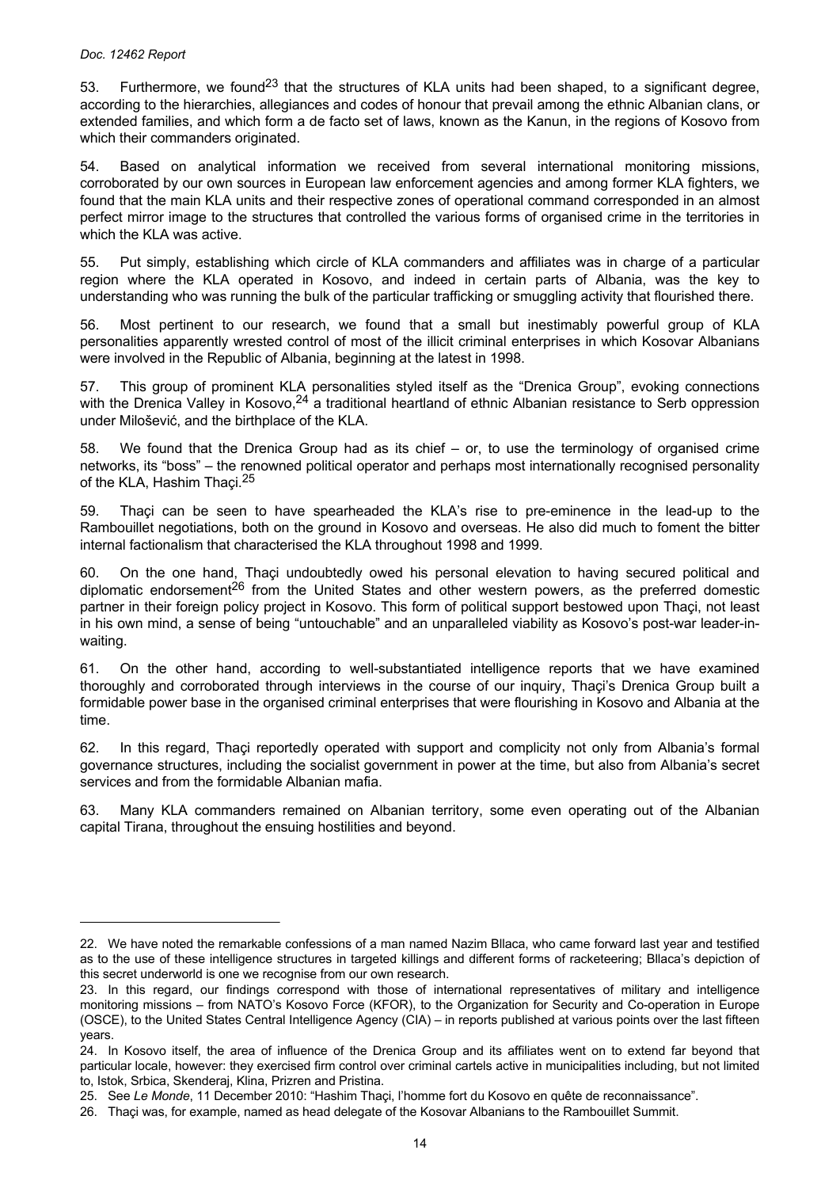53. Furthermore, we found[23] that the structures of KLA units had been shaped, to a significant degree, according to the hierarchies, allegiances and codes of honour that prevail among the ethnic Albanian clans, or extended families, and which form a de facto set of laws, known as the Kanun, in the regions of Kosovo from which their commanders originated.

54. Based on analytical information we received from several international monitoring missions, corroborated by our own sources in European law enforcement agencies and among former KLA fighters, we found that the main KLA units and their respective zones of operational command corresponded in an almost perfect mirror image to the structures that controlled the various forms of organised crime in the territories in which the KLA was active.

55. Put simply, establishing which circle of KLA commanders and affiliates was in charge of a particular region where the KLA operated in Kosovo, and indeed in certain parts of Albania, was the key to understanding who was running the bulk of the particular trafficking or smuggling activity that flourished there.

56. Most pertinent to our research, we found that a small but inestimably powerful group of KLA personalities apparently wrested control of most of the illicit criminal enterprises in which Kosovar Albanians were involved in the Republic of Albania, beginning at the latest in 1998.

57. This group of prominent KLA personalities styled itself as the "Drenica Group", evoking connections with the Drenica Valley in Kosovo,[24] a traditional heartland of ethnic Albanian resistance to Serb oppression under Milošević, and the birthplace of the KLA.

58. We found that the Drenica Group had as its chief – or, to use the terminology of organised crime networks, its "boss" – the renowned political operator and perhaps most internationally recognised personality of the KLA, Hashim Thaçi.[25]

59. Thaçi can be seen to have spearheaded the KLA's rise to pre-eminence in the lead-up to the Rambouillet negotiations, both on the ground in Kosovo and overseas. He also did much to foment the bitter internal factionalism that characterised the KLA throughout 1998 and 1999.

60. On the one hand, Thaçi undoubtedly owed his personal elevation to having secured political and diplomatic endorsement[26] from the United States and other western powers, as the preferred domestic partner in their foreign policy project in Kosovo. This form of political support bestowed upon Thaçi, not least in his own mind, a sense of being "untouchable" and an unparalleled viability as Kosovo's post-war leader-in-waiting.

61. On the other hand, according to well-substantiated intelligence reports that we have examined thoroughly and corroborated through interviews in the course of our inquiry, Thaçi's Drenica Group built a formidable power base in the organised criminal enterprises that were flourishing in Kosovo and Albania at the time.

62. In this regard, Thaçi reportedly operated with support and complicity not only from Albania's formal governance structures, including the socialist government in power at the time, but also from Albania's secret services and from the formidable Albanian mafia.

63. Many KLA commanders remained on Albanian territory, some even operating out of the Albanian capital Tirana, throughout the ensuing hostilities and beyond.

---

22. We have noted the remarkable confessions of a man named Nazim Bllaca, who came forward last year and testified as to the use of these intelligence structures in targeted killings and different forms of racketeering; Bllaca's depiction of this secret underworld is one we recognise from our own research.

23. In this regard, our findings correspond with those of international representatives of military and intelligence monitoring missions – from NATO's Kosovo Force (KFOR), to the Organization for Security and Co-operation in Europe (OSCE), to the United States Central Intelligence Agency (CIA) – in reports published at various points over the last fifteen years.

24. In Kosovo itself, the area of influence of the Drenica Group and its affiliates went on to extend far beyond that particular locale, however: they exercised firm control over criminal cartels active in municipalities including, but not limited to, Istok, Srbica, Skenderaj, Klina, Prizren and Pristina.

25. See *Le Monde*, 11 December 2010: "Hashim Thaçi, l'homme fort du Kosovo en quête de reconnaissance".

26. Thaçi was, for example, named as head delegate of the Kosovar Albanians to the Rambouillet Summit.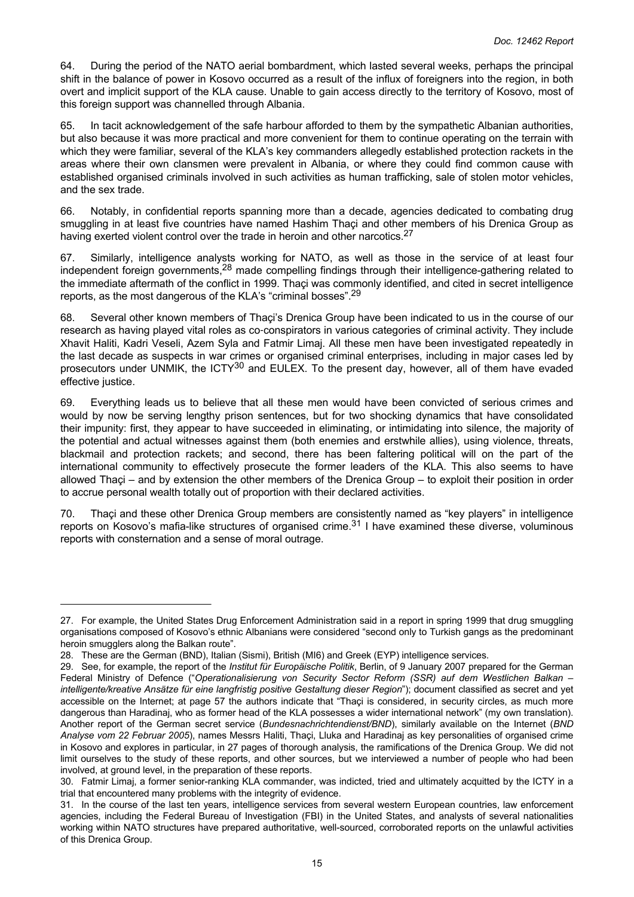64. During the period of the NATO aerial bombardment, which lasted several weeks, perhaps the principal shift in the balance of power in Kosovo occurred as a result of the influx of foreigners into the region, in both overt and implicit support of the KLA cause. Unable to gain access directly to the territory of Kosovo, most of this foreign support was channelled through Albania.

65. In tacit acknowledgement of the safe harbour afforded to them by the sympathetic Albanian authorities, but also because it was more practical and more convenient for them to continue operating on the terrain with which they were familiar, several of the KLA's key commanders allegedly established protection rackets in the areas where their own clansmen were prevalent in Albania, or where they could find common cause with established organised criminals involved in such activities as human trafficking, sale of stolen motor vehicles, and the sex trade.

66. Notably, in confidential reports spanning more than a decade, agencies dedicated to combating drug smuggling in at least five countries have named Hashim Thaçi and other members of his Drenica Group as having exerted violent control over the trade in heroin and other narcotics.[27]

67. Similarly, intelligence analysts working for NATO, as well as those in the service of at least four independent foreign governments,[28] made compelling findings through their intelligence-gathering related to the immediate aftermath of the conflict in 1999. Thaçi was commonly identified, and cited in secret intelligence reports, as the most dangerous of the KLA's "criminal bosses".[29]

68. Several other known members of Thaçi's Drenica Group have been indicated to us in the course of our research as having played vital roles as co-conspirators in various categories of criminal activity. They include Xhavit Haliti, Kadri Veseli, Azem Syla and Fatmir Limaj. All these men have been investigated repeatedly in the last decade as suspects in war crimes or organised criminal enterprises, including in major cases led by prosecutors under UNMIK, the ICTY[30] and EULEX. To the present day, however, all of them have evaded effective justice.

69. Everything leads us to believe that all these men would have been convicted of serious crimes and would by now be serving lengthy prison sentences, but for two shocking dynamics that have consolidated their impunity: first, they appear to have succeeded in eliminating, or intimidating into silence, the majority of the potential and actual witnesses against them (both enemies and erstwhile allies), using violence, threats, blackmail and protection rackets; and second, there has been faltering political will on the part of the international community to effectively prosecute the former leaders of the KLA. This also seems to have allowed Thaçi – and by extension the other members of the Drenica Group – to exploit their position in order to accrue personal wealth totally out of proportion with their declared activities.

70. Thaçi and these other Drenica Group members are consistently named as "key players" in intelligence reports on Kosovo's mafia-like structures of organised crime.[31] I have examined these diverse, voluminous reports with consternation and a sense of moral outrage.

---

27. For example, the United States Drug Enforcement Administration said in a report in spring 1999 that drug smuggling organisations composed of Kosovo's ethnic Albanians were considered "second only to Turkish gangs as the predominant heroin smugglers along the Balkan route".

28. These are the German (BND), Italian (Sismi), British (MI6) and Greek (EYP) intelligence services.

29. See, for example, the report of the *Institut für Europäische Politik*, Berlin, of 9 January 2007 prepared for the German Federal Ministry of Defence ("*Operationalisierung von Security Sector Reform (SSR) auf dem Westlichen Balkan – intelligente/kreative Ansätze für eine langfristig positive Gestaltung dieser Region*"); document classified as secret and yet accessible on the Internet; at page 57 the authors indicate that "Thaçi is considered, in security circles, as much more dangerous than Haradinaj, who as former head of the KLA possesses a wider international network" (my own translation). Another report of the German secret service (*Bundesnachrichtendienst/BND*), similarly available on the Internet (*BND Analyse vom 22 Februar 2005*), names Messrs Haliti, Thaçi, Lluka and Haradinaj as key personalities of organised crime in Kosovo and explores in particular, in 27 pages of thorough analysis, the ramifications of the Drenica Group. We did not limit ourselves to the study of these reports, and other sources, but we interviewed a number of people who had been involved, at ground level, in the preparation of these reports.

30. Fatmir Limaj, a former senior-ranking KLA commander, was indicted, tried and ultimately acquitted by the ICTY in a trial that encountered many problems with the integrity of evidence.

31. In the course of the last ten years, intelligence services from several western European countries, law enforcement agencies, including the Federal Bureau of Investigation (FBI) in the United States, and analysts of several nationalities working within NATO structures have prepared authoritative, well-sourced, corroborated reports on the unlawful activities of this Drenica Group.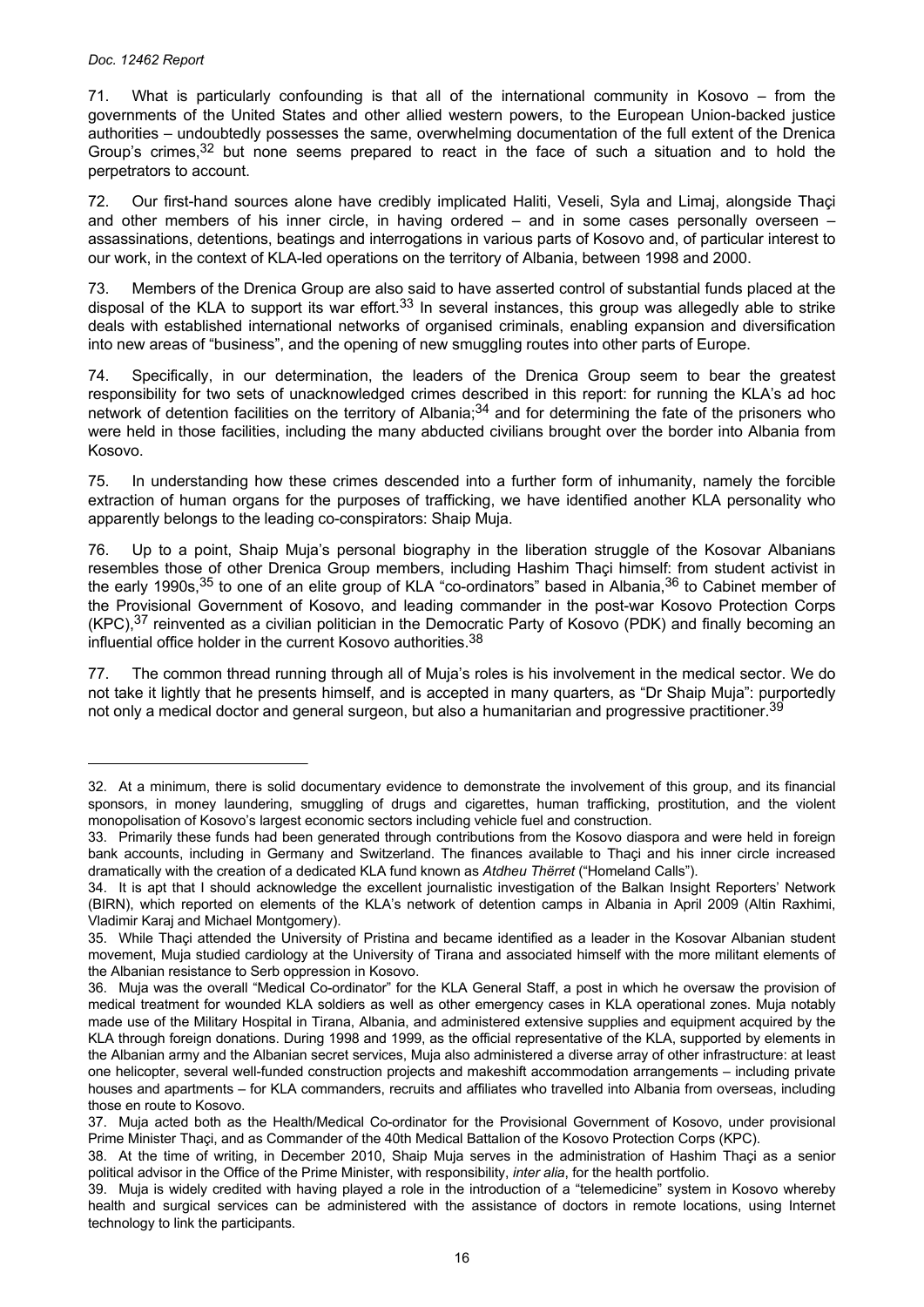71. What is particularly confounding is that all of the international community in Kosovo – from the governments of the United States and other allied western powers, to the European Union-backed justice authorities – undoubtedly possesses the same, overwhelming documentation of the full extent of the Drenica Group's crimes,[32] but none seems prepared to react in the face of such a situation and to hold the perpetrators to account.

72. Our first-hand sources alone have credibly implicated Haliti, Veseli, Syla and Limaj, alongside Thaçi and other members of his inner circle, in having ordered – and in some cases personally overseen – assassinations, detentions, beatings and interrogations in various parts of Kosovo and, of particular interest to our work, in the context of KLA-led operations on the territory of Albania, between 1998 and 2000.

73. Members of the Drenica Group are also said to have asserted control of substantial funds placed at the disposal of the KLA to support its war effort.[33] In several instances, this group was allegedly able to strike deals with established international networks of organised criminals, enabling expansion and diversification into new areas of "business", and the opening of new smuggling routes into other parts of Europe.

74. Specifically, in our determination, the leaders of the Drenica Group seem to bear the greatest responsibility for two sets of unacknowledged crimes described in this report: for running the KLA's ad hoc network of detention facilities on the territory of Albania;[34] and for determining the fate of the prisoners who were held in those facilities, including the many abducted civilians brought over the border into Albania from Kosovo.

75. In understanding how these crimes descended into a further form of inhumanity, namely the forcible extraction of human organs for the purposes of trafficking, we have identified another KLA personality who apparently belongs to the leading co-conspirators: Shaip Muja.

76. Up to a point, Shaip Muja's personal biography in the liberation struggle of the Kosovar Albanians resembles those of other Drenica Group members, including Hashim Thaçi himself: from student activist in the early 1990s,[35] to one of an elite group of KLA "co-ordinators" based in Albania,[36] to Cabinet member of the Provisional Government of Kosovo, and leading commander in the post-war Kosovo Protection Corps (KPC),[37] reinvented as a civilian politician in the Democratic Party of Kosovo (PDK) and finally becoming an influential office holder in the current Kosovo authorities.[38]

77. The common thread running through all of Muja's roles is his involvement in the medical sector. We do not take it lightly that he presents himself, and is accepted in many quarters, as "Dr Shaip Muja": purportedly not only a medical doctor and general surgeon, but also a humanitarian and progressive practitioner.[39]

---

32. At a minimum, there is solid documentary evidence to demonstrate the involvement of this group, and its financial sponsors, in money laundering, smuggling of drugs and cigarettes, human trafficking, prostitution, and the violent monopolisation of Kosovo's largest economic sectors including vehicle fuel and construction.

33. Primarily these funds had been generated through contributions from the Kosovo diaspora and were held in foreign bank accounts, including in Germany and Switzerland. The finances available to Thaçi and his inner circle increased dramatically with the creation of a dedicated KLA fund known as *Atdheu Thërret* ("Homeland Calls").

34. It is apt that I should acknowledge the excellent journalistic investigation of the Balkan Insight Reporters' Network (BIRN), which reported on elements of the KLA's network of detention camps in Albania in April 2009 (Altin Raxhimi, Vladimir Karaj and Michael Montgomery).

35. While Thaçi attended the University of Pristina and became identified as a leader in the Kosovar Albanian student movement, Muja studied cardiology at the University of Tirana and associated himself with the more militant elements of the Albanian resistance to Serb oppression in Kosovo.

36. Muja was the overall "Medical Co-ordinator" for the KLA General Staff, a post in which he oversaw the provision of medical treatment for wounded KLA soldiers as well as other emergency cases in KLA operational zones. Muja notably made use of the Military Hospital in Tirana, Albania, and administered extensive supplies and equipment acquired by the KLA through foreign donations. During 1998 and 1999, as the official representative of the KLA, supported by elements in the Albanian army and the Albanian secret services, Muja also administered a diverse array of other infrastructure: at least one helicopter, several well-funded construction projects and makeshift accommodation arrangements – including private houses and apartments – for KLA commanders, recruits and affiliates who travelled into Albania from overseas, including those en route to Kosovo.

37. Muja acted both as the Health/Medical Co-ordinator for the Provisional Government of Kosovo, under provisional Prime Minister Thaçi, and as Commander of the 40th Medical Battalion of the Kosovo Protection Corps (KPC).

38. At the time of writing, in December 2010, Shaip Muja serves in the administration of Hashim Thaçi as a senior political advisor in the Office of the Prime Minister, with responsibility, *inter alia*, for the health portfolio.

39. Muja is widely credited with having played a role in the introduction of a "telemedicine" system in Kosovo whereby health and surgical services can be administered with the assistance of doctors in remote locations, using Internet technology to link the participants.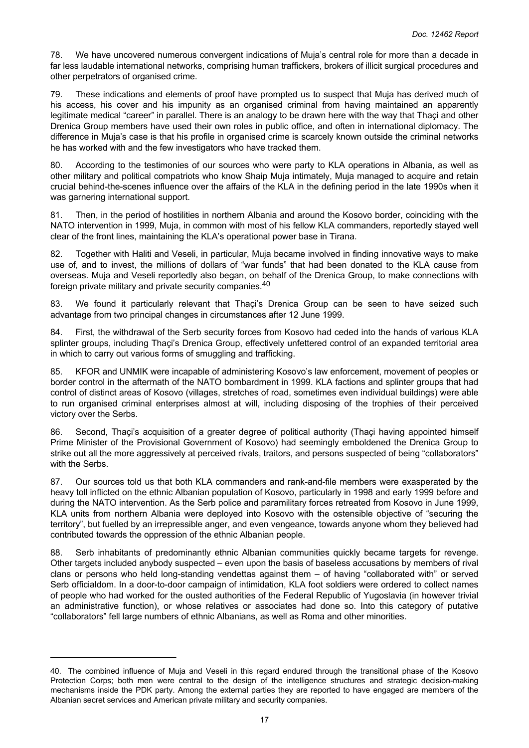78. We have uncovered numerous convergent indications of Muja's central role for more than a decade in far less laudable international networks, comprising human traffickers, brokers of illicit surgical procedures and other perpetrators of organised crime.

79. These indications and elements of proof have prompted us to suspect that Muja has derived much of his access, his cover and his impunity as an organised criminal from having maintained an apparently legitimate medical "career" in parallel. There is an analogy to be drawn here with the way that Thaçi and other Drenica Group members have used their own roles in public office, and often in international diplomacy. The difference in Muja's case is that his profile in organised crime is scarcely known outside the criminal networks he has worked with and the few investigators who have tracked them.

80. According to the testimonies of our sources who were party to KLA operations in Albania, as well as other military and political compatriots who know Shaip Muja intimately, Muja managed to acquire and retain crucial behind-the-scenes influence over the affairs of the KLA in the defining period in the late 1990s when it was garnering international support.

81. Then, in the period of hostilities in northern Albania and around the Kosovo border, coinciding with the NATO intervention in 1999, Muja, in common with most of his fellow KLA commanders, reportedly stayed well clear of the front lines, maintaining the KLA's operational power base in Tirana.

82. Together with Haliti and Veseli, in particular, Muja became involved in finding innovative ways to make use of, and to invest, the millions of dollars of "war funds" that had been donated to the KLA cause from overseas. Muja and Veseli reportedly also began, on behalf of the Drenica Group, to make connections with foreign private military and private security companies.[40]

83. We found it particularly relevant that Thaçi's Drenica Group can be seen to have seized such advantage from two principal changes in circumstances after 12 June 1999.

84. First, the withdrawal of the Serb security forces from Kosovo had ceded into the hands of various KLA splinter groups, including Thaçi's Drenica Group, effectively unfettered control of an expanded territorial area in which to carry out various forms of smuggling and trafficking.

85. KFOR and UNMIK were incapable of administering Kosovo's law enforcement, movement of peoples or border control in the aftermath of the NATO bombardment in 1999. KLA factions and splinter groups that had control of distinct areas of Kosovo (villages, stretches of road, sometimes even individual buildings) were able to run organised criminal enterprises almost at will, including disposing of the trophies of their perceived victory over the Serbs.

86. Second, Thaçi's acquisition of a greater degree of political authority (Thaçi having appointed himself Prime Minister of the Provisional Government of Kosovo) had seemingly emboldened the Drenica Group to strike out all the more aggressively at perceived rivals, traitors, and persons suspected of being "collaborators" with the Serbs.

87. Our sources told us that both KLA commanders and rank-and-file members were exasperated by the heavy toll inflicted on the ethnic Albanian population of Kosovo, particularly in 1998 and early 1999 before and during the NATO intervention. As the Serb police and paramilitary forces retreated from Kosovo in June 1999, KLA units from northern Albania were deployed into Kosovo with the ostensible objective of "securing the territory", but fuelled by an irrepressible anger, and even vengeance, towards anyone whom they believed had contributed towards the oppression of the ethnic Albanian people.

88. Serb inhabitants of predominantly ethnic Albanian communities quickly became targets for revenge. Other targets included anybody suspected – even upon the basis of baseless accusations by members of rival clans or persons who held long-standing vendettas against them – of having "collaborated with" or served Serb officialdom. In a door-to-door campaign of intimidation, KLA foot soldiers were ordered to collect names of people who had worked for the ousted authorities of the Federal Republic of Yugoslavia (in however trivial an administrative function), or whose relatives or associates had done so. Into this category of putative "collaborators" fell large numbers of ethnic Albanians, as well as Roma and other minorities.

---

40. The combined influence of Muja and Veseli in this regard endured through the transitional phase of the Kosovo Protection Corps; both men were central to the design of the intelligence structures and strategic decision-making mechanisms inside the PDK party. Among the external parties they are reported to have engaged are members of the Albanian secret services and American private military and security companies.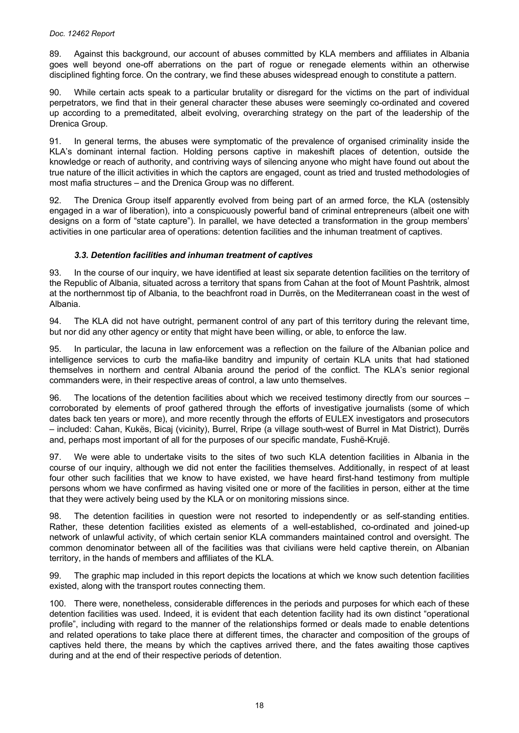89. Against this background, our account of abuses committed by KLA members and affiliates in Albania goes well beyond one-off aberrations on the part of rogue or renegade elements within an otherwise disciplined fighting force. On the contrary, we find these abuses widespread enough to constitute a pattern.

90. While certain acts speak to a particular brutality or disregard for the victims on the part of individual perpetrators, we find that in their general character these abuses were seemingly co-ordinated and covered up according to a premeditated, albeit evolving, overarching strategy on the part of the leadership of the Drenica Group.

91. In general terms, the abuses were symptomatic of the prevalence of organised criminality inside the KLA's dominant internal faction. Holding persons captive in makeshift places of detention, outside the knowledge or reach of authority, and contriving ways of silencing anyone who might have found out about the true nature of the illicit activities in which the captors are engaged, count as tried and trusted methodologies of most mafia structures – and the Drenica Group was no different.

92. The Drenica Group itself apparently evolved from being part of an armed force, the KLA (ostensibly engaged in a war of liberation), into a conspicuously powerful band of criminal entrepreneurs (albeit one with designs on a form of "state capture"). In parallel, we have detected a transformation in the group members' activities in one particular area of operations: detention facilities and the inhuman treatment of captives.

### *3.3. Detention facilities and inhuman treatment of captives*

93. In the course of our inquiry, we have identified at least six separate detention facilities on the territory of the Republic of Albania, situated across a territory that spans from Cahan at the foot of Mount Pashtrik, almost at the northernmost tip of Albania, to the beachfront road in Durrës, on the Mediterranean coast in the west of Albania.

94. The KLA did not have outright, permanent control of any part of this territory during the relevant time, but nor did any other agency or entity that might have been willing, or able, to enforce the law.

95. In particular, the lacuna in law enforcement was a reflection on the failure of the Albanian police and intelligence services to curb the mafia-like banditry and impunity of certain KLA units that had stationed themselves in northern and central Albania around the period of the conflict. The KLA's senior regional commanders were, in their respective areas of control, a law unto themselves.

96. The locations of the detention facilities about which we received testimony directly from our sources – corroborated by elements of proof gathered through the efforts of investigative journalists (some of which dates back ten years or more), and more recently through the efforts of EULEX investigators and prosecutors – included: Cahan, Kukës, Bicaj (vicinity), Burrel, Rripe (a village south-west of Burrel in Mat District), Durrës and, perhaps most important of all for the purposes of our specific mandate, Fushë-Krujë.

97. We were able to undertake visits to the sites of two such KLA detention facilities in Albania in the course of our inquiry, although we did not enter the facilities themselves. Additionally, in respect of at least four other such facilities that we know to have existed, we have heard first-hand testimony from multiple persons whom we have confirmed as having visited one or more of the facilities in person, either at the time that they were actively being used by the KLA or on monitoring missions since.

98. The detention facilities in question were not resorted to independently or as self-standing entities. Rather, these detention facilities existed as elements of a well-established, co-ordinated and joined-up network of unlawful activity, of which certain senior KLA commanders maintained control and oversight. The common denominator between all of the facilities was that civilians were held captive therein, on Albanian territory, in the hands of members and affiliates of the KLA.

99. The graphic map included in this report depicts the locations at which we know such detention facilities existed, along with the transport routes connecting them.

100. There were, nonetheless, considerable differences in the periods and purposes for which each of these detention facilities was used. Indeed, it is evident that each detention facility had its own distinct "operational profile", including with regard to the manner of the relationships formed or deals made to enable detentions and related operations to take place there at different times, the character and composition of the groups of captives held there, the means by which the captives arrived there, and the fates awaiting those captives during and at the end of their respective periods of detention.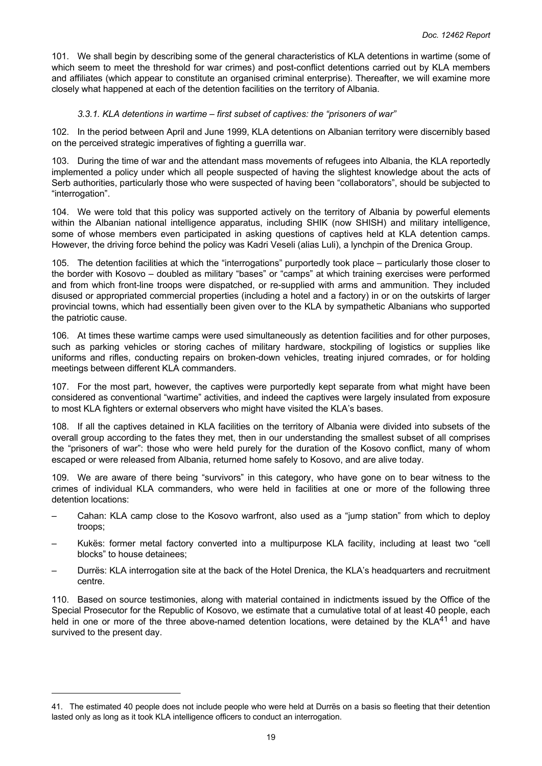101. We shall begin by describing some of the general characteristics of KLA detentions in wartime (some of which seem to meet the threshold for war crimes) and post-conflict detentions carried out by KLA members and affiliates (which appear to constitute an organised criminal enterprise). Thereafter, we will examine more closely what happened at each of the detention facilities on the territory of Albania.

#### *3.3.1. KLA detentions in wartime – first subset of captives: the "prisoners of war"*

102. In the period between April and June 1999, KLA detentions on Albanian territory were discernibly based on the perceived strategic imperatives of fighting a guerrilla war.

103. During the time of war and the attendant mass movements of refugees into Albania, the KLA reportedly implemented a policy under which all people suspected of having the slightest knowledge about the acts of Serb authorities, particularly those who were suspected of having been "collaborators", should be subjected to "interrogation".

104. We were told that this policy was supported actively on the territory of Albania by powerful elements within the Albanian national intelligence apparatus, including SHIK (now SHISH) and military intelligence, some of whose members even participated in asking questions of captives held at KLA detention camps. However, the driving force behind the policy was Kadri Veseli (alias Luli), a lynchpin of the Drenica Group.

105. The detention facilities at which the "interrogations" purportedly took place – particularly those closer to the border with Kosovo – doubled as military "bases" or "camps" at which training exercises were performed and from which front-line troops were dispatched, or re-supplied with arms and ammunition. They included disused or appropriated commercial properties (including a hotel and a factory) in or on the outskirts of larger provincial towns, which had essentially been given over to the KLA by sympathetic Albanians who supported the patriotic cause.

106. At times these wartime camps were used simultaneously as detention facilities and for other purposes, such as parking vehicles or storing caches of military hardware, stockpiling of logistics or supplies like uniforms and rifles, conducting repairs on broken-down vehicles, treating injured comrades, or for holding meetings between different KLA commanders.

107. For the most part, however, the captives were purportedly kept separate from what might have been considered as conventional "wartime" activities, and indeed the captives were largely insulated from exposure to most KLA fighters or external observers who might have visited the KLA's bases.

108. If all the captives detained in KLA facilities on the territory of Albania were divided into subsets of the overall group according to the fates they met, then in our understanding the smallest subset of all comprises the "prisoners of war": those who were held purely for the duration of the Kosovo conflict, many of whom escaped or were released from Albania, returned home safely to Kosovo, and are alive today.

109. We are aware of there being "survivors" in this category, who have gone on to bear witness to the crimes of individual KLA commanders, who were held in facilities at one or more of the following three detention locations:

– Cahan: KLA camp close to the Kosovo warfront, also used as a "jump station" from which to deploy troops;

– Kukës: former metal factory converted into a multipurpose KLA facility, including at least two "cell blocks" to house detainees;

– Durrës: KLA interrogation site at the back of the Hotel Drenica, the KLA's headquarters and recruitment centre.

110. Based on source testimonies, along with material contained in indictments issued by the Office of the Special Prosecutor for the Republic of Kosovo, we estimate that a cumulative total of at least 40 people, each held in one or more of the three above-named detention locations, were detained by the KLA[41] and have survived to the present day.

---

41. The estimated 40 people does not include people who were held at Durrës on a basis so fleeting that their detention lasted only as long as it took KLA intelligence officers to conduct an interrogation.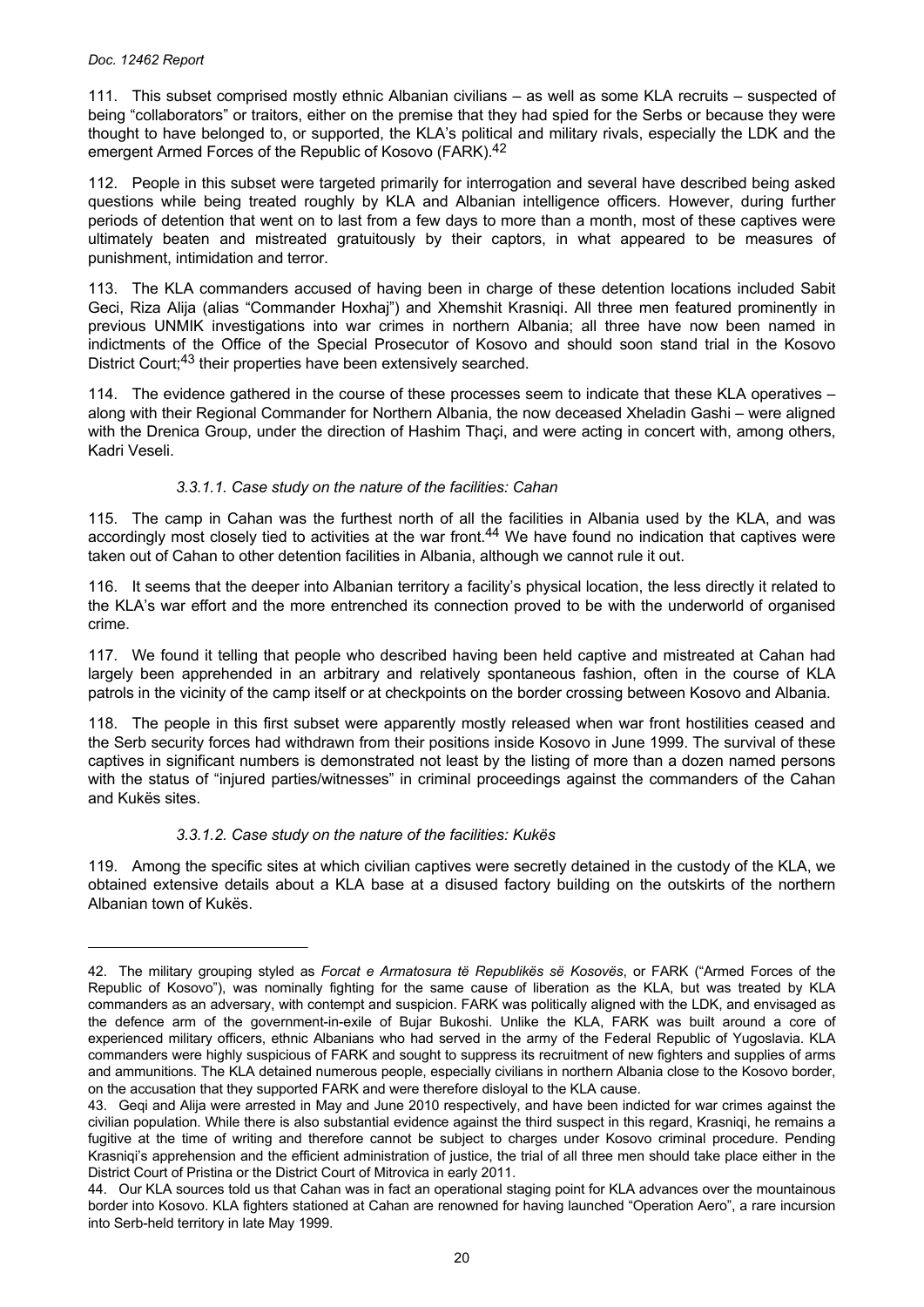111. This subset comprised mostly ethnic Albanian civilians – as well as some KLA recruits – suspected of being "collaborators" or traitors, either on the premise that they had spied for the Serbs or because they were thought to have belonged to, or supported, the KLA's political and military rivals, especially the LDK and the emergent Armed Forces of the Republic of Kosovo (FARK).[42]

112. People in this subset were targeted primarily for interrogation and several have described being asked questions while being treated roughly by KLA and Albanian intelligence officers. However, during further periods of detention that went on to last from a few days to more than a month, most of these captives were ultimately beaten and mistreated gratuitously by their captors, in what appeared to be measures of punishment, intimidation and terror.

113. The KLA commanders accused of having been in charge of these detention locations included Sabit Geci, Riza Alija (alias "Commander Hoxhaj") and Xhemshit Krasniqi. All three men featured prominently in previous UNMIK investigations into war crimes in northern Albania; all three have now been named in indictments of the Office of the Special Prosecutor of Kosovo and should soon stand trial in the Kosovo District Court;[43] their properties have been extensively searched.

114. The evidence gathered in the course of these processes seem to indicate that these KLA operatives – along with their Regional Commander for Northern Albania, the now deceased Xheladin Gashi – were aligned with the Drenica Group, under the direction of Hashim Thaçi, and were acting in concert with, among others, Kadri Veseli.

#### *3.3.1.1. Case study on the nature of the facilities: Cahan*

115. The camp in Cahan was the furthest north of all the facilities in Albania used by the KLA, and was accordingly most closely tied to activities at the war front.[44] We have found no indication that captives were taken out of Cahan to other detention facilities in Albania, although we cannot rule it out.

116. It seems that the deeper into Albanian territory a facility's physical location, the less directly it related to the KLA's war effort and the more entrenched its connection proved to be with the underworld of organised crime.

117. We found it telling that people who described having been held captive and mistreated at Cahan had largely been apprehended in an arbitrary and relatively spontaneous fashion, often in the course of KLA patrols in the vicinity of the camp itself or at checkpoints on the border crossing between Kosovo and Albania.

118. The people in this first subset were apparently mostly released when war front hostilities ceased and the Serb security forces had withdrawn from their positions inside Kosovo in June 1999. The survival of these captives in significant numbers is demonstrated not least by the listing of more than a dozen named persons with the status of "injured parties/witnesses" in criminal proceedings against the commanders of the Cahan and Kukës sites.

#### *3.3.1.2. Case study on the nature of the facilities: Kukës*

119. Among the specific sites at which civilian captives were secretly detained in the custody of the KLA, we obtained extensive details about a KLA base at a disused factory building on the outskirts of the northern Albanian town of Kukës.

---

42. The military grouping styled as *Forcat e Armatosura të Republikës së Kosovës*, or FARK ("Armed Forces of the Republic of Kosovo"), was nominally fighting for the same cause of liberation as the KLA, but was treated by KLA commanders as an adversary, with contempt and suspicion. FARK was politically aligned with the LDK, and envisaged as the defence arm of the government-in-exile of Bujar Bukoshi. Unlike the KLA, FARK was built around a core of experienced military officers, ethnic Albanians who had served in the army of the Federal Republic of Yugoslavia. KLA commanders were highly suspicious of FARK and sought to suppress its recruitment of new fighters and supplies of arms and ammunitions. The KLA detained numerous people, especially civilians in northern Albania close to the Kosovo border, on the accusation that they supported FARK and were therefore disloyal to the KLA cause.

43. Geqi and Alija were arrested in May and June 2010 respectively, and have been indicted for war crimes against the civilian population. While there is also substantial evidence against the third suspect in this regard, Krasniqi, he remains a fugitive at the time of writing and therefore cannot be subject to charges under Kosovo criminal procedure. Pending Krasniqi's apprehension and the efficient administration of justice, the trial of all three men should take place either in the District Court of Pristina or the District Court of Mitrovica in early 2011.

44. Our KLA sources told us that Cahan was in fact an operational staging point for KLA advances over the mountainous border into Kosovo. KLA fighters stationed at Cahan are renowned for having launched "Operation Aero", a rare incursion into Serb-held territory in late May 1999.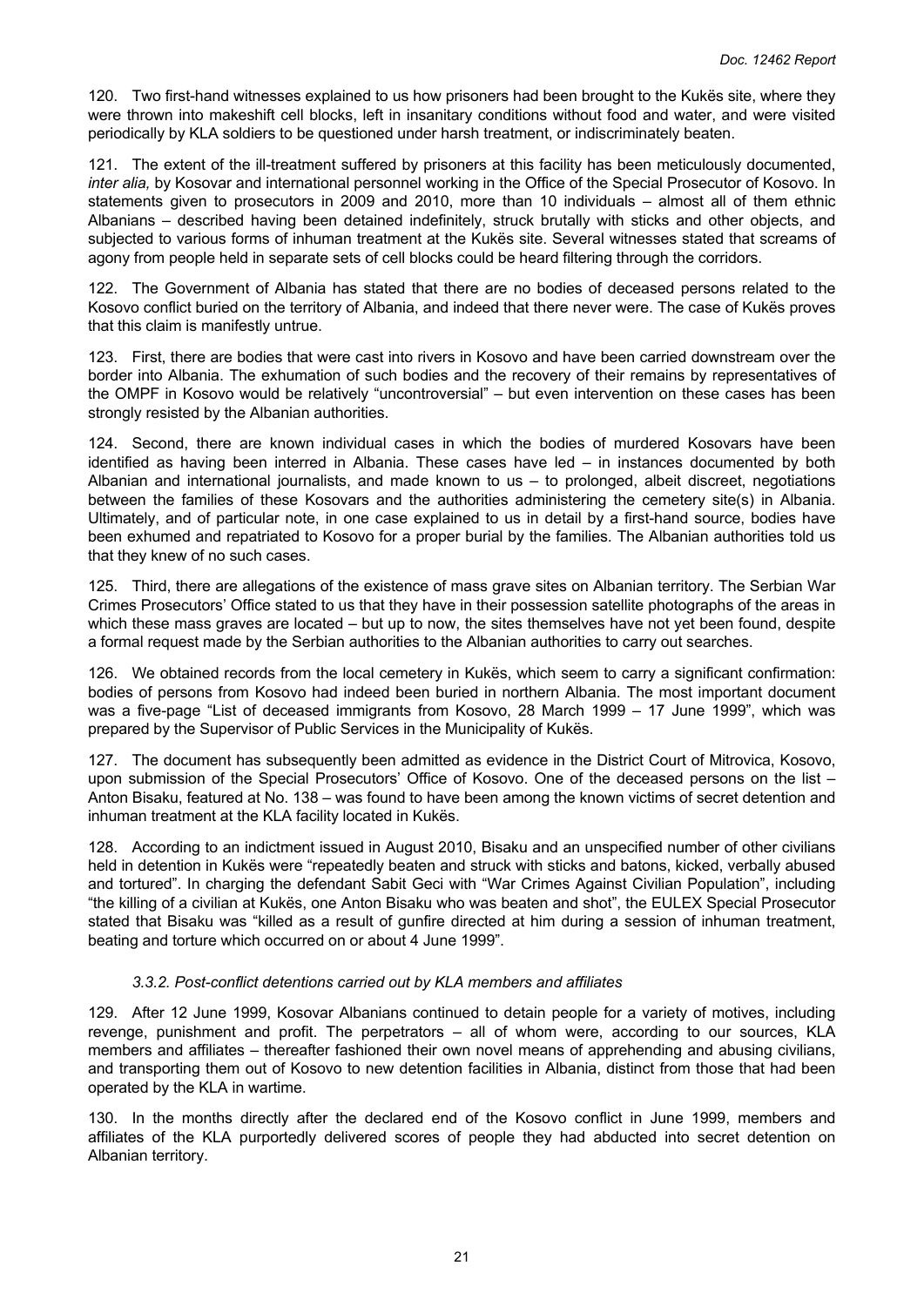120. Two first-hand witnesses explained to us how prisoners had been brought to the Kukës site, where they were thrown into makeshift cell blocks, left in insanitary conditions without food and water, and were visited periodically by KLA soldiers to be questioned under harsh treatment, or indiscriminately beaten.

121. The extent of the ill-treatment suffered by prisoners at this facility has been meticulously documented, *inter alia,* by Kosovar and international personnel working in the Office of the Special Prosecutor of Kosovo. In statements given to prosecutors in 2009 and 2010, more than 10 individuals – almost all of them ethnic Albanians – described having been detained indefinitely, struck brutally with sticks and other objects, and subjected to various forms of inhuman treatment at the Kukës site. Several witnesses stated that screams of agony from people held in separate sets of cell blocks could be heard filtering through the corridors.

122. The Government of Albania has stated that there are no bodies of deceased persons related to the Kosovo conflict buried on the territory of Albania, and indeed that there never were. The case of Kukës proves that this claim is manifestly untrue.

123. First, there are bodies that were cast into rivers in Kosovo and have been carried downstream over the border into Albania. The exhumation of such bodies and the recovery of their remains by representatives of the OMPF in Kosovo would be relatively "uncontroversial" – but even intervention on these cases has been strongly resisted by the Albanian authorities.

124. Second, there are known individual cases in which the bodies of murdered Kosovars have been identified as having been interred in Albania. These cases have led – in instances documented by both Albanian and international journalists, and made known to us – to prolonged, albeit discreet, negotiations between the families of these Kosovars and the authorities administering the cemetery site(s) in Albania. Ultimately, and of particular note, in one case explained to us in detail by a first-hand source, bodies have been exhumed and repatriated to Kosovo for a proper burial by the families. The Albanian authorities told us that they knew of no such cases.

125. Third, there are allegations of the existence of mass grave sites on Albanian territory. The Serbian War Crimes Prosecutors' Office stated to us that they have in their possession satellite photographs of the areas in which these mass graves are located – but up to now, the sites themselves have not yet been found, despite a formal request made by the Serbian authorities to the Albanian authorities to carry out searches.

126. We obtained records from the local cemetery in Kukës, which seem to carry a significant confirmation: bodies of persons from Kosovo had indeed been buried in northern Albania. The most important document was a five-page "List of deceased immigrants from Kosovo, 28 March 1999 – 17 June 1999", which was prepared by the Supervisor of Public Services in the Municipality of Kukës.

127. The document has subsequently been admitted as evidence in the District Court of Mitrovica, Kosovo, upon submission of the Special Prosecutors' Office of Kosovo. One of the deceased persons on the list – Anton Bisaku, featured at No. 138 – was found to have been among the known victims of secret detention and inhuman treatment at the KLA facility located in Kukës.

128. According to an indictment issued in August 2010, Bisaku and an unspecified number of other civilians held in detention in Kukës were "repeatedly beaten and struck with sticks and batons, kicked, verbally abused and tortured". In charging the defendant Sabit Geci with "War Crimes Against Civilian Population", including "the killing of a civilian at Kukës, one Anton Bisaku who was beaten and shot", the EULEX Special Prosecutor stated that Bisaku was "killed as a result of gunfire directed at him during a session of inhuman treatment, beating and torture which occurred on or about 4 June 1999".

#### *3.3.2. Post-conflict detentions carried out by KLA members and affiliates*

129. After 12 June 1999, Kosovar Albanians continued to detain people for a variety of motives, including revenge, punishment and profit. The perpetrators – all of whom were, according to our sources, KLA members and affiliates – thereafter fashioned their own novel means of apprehending and abusing civilians, and transporting them out of Kosovo to new detention facilities in Albania, distinct from those that had been operated by the KLA in wartime.

130. In the months directly after the declared end of the Kosovo conflict in June 1999, members and affiliates of the KLA purportedly delivered scores of people they had abducted into secret detention on Albanian territory.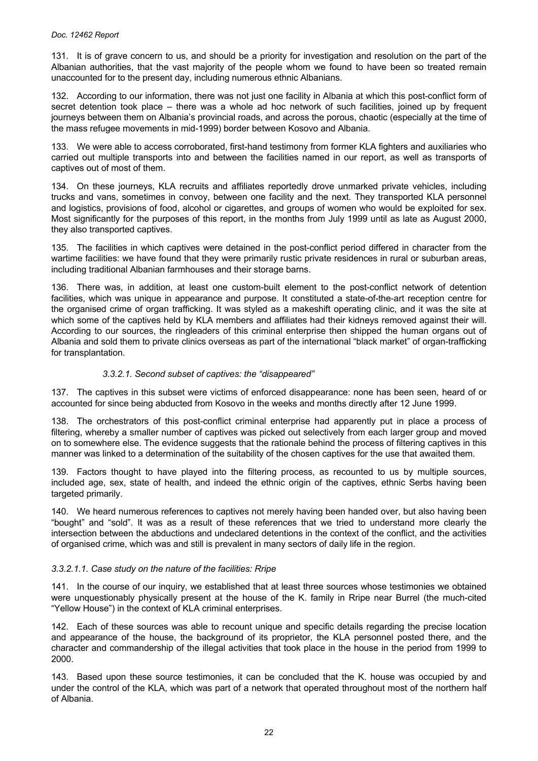131. It is of grave concern to us, and should be a priority for investigation and resolution on the part of the Albanian authorities, that the vast majority of the people whom we found to have been so treated remain unaccounted for to the present day, including numerous ethnic Albanians.

132. According to our information, there was not just one facility in Albania at which this post-conflict form of secret detention took place – there was a whole ad hoc network of such facilities, joined up by frequent journeys between them on Albania's provincial roads, and across the porous, chaotic (especially at the time of the mass refugee movements in mid-1999) border between Kosovo and Albania.

133. We were able to access corroborated, first-hand testimony from former KLA fighters and auxiliaries who carried out multiple transports into and between the facilities named in our report, as well as transports of captives out of most of them.

134. On these journeys, KLA recruits and affiliates reportedly drove unmarked private vehicles, including trucks and vans, sometimes in convoy, between one facility and the next. They transported KLA personnel and logistics, provisions of food, alcohol or cigarettes, and groups of women who would be exploited for sex. Most significantly for the purposes of this report, in the months from July 1999 until as late as August 2000, they also transported captives.

135. The facilities in which captives were detained in the post-conflict period differed in character from the wartime facilities: we have found that they were primarily rustic private residences in rural or suburban areas, including traditional Albanian farmhouses and their storage barns.

136. There was, in addition, at least one custom-built element to the post-conflict network of detention facilities, which was unique in appearance and purpose. It constituted a state-of-the-art reception centre for the organised crime of organ trafficking. It was styled as a makeshift operating clinic, and it was the site at which some of the captives held by KLA members and affiliates had their kidneys removed against their will. According to our sources, the ringleaders of this criminal enterprise then shipped the human organs out of Albania and sold them to private clinics overseas as part of the international "black market" of organ-trafficking for transplantation.

#### *3.3.2.1. Second subset of captives: the "disappeared"*

137. The captives in this subset were victims of enforced disappearance: none has been seen, heard of or accounted for since being abducted from Kosovo in the weeks and months directly after 12 June 1999.

138. The orchestrators of this post-conflict criminal enterprise had apparently put in place a process of filtering, whereby a smaller number of captives was picked out selectively from each larger group and moved on to somewhere else. The evidence suggests that the rationale behind the process of filtering captives in this manner was linked to a determination of the suitability of the chosen captives for the use that awaited them.

139. Factors thought to have played into the filtering process, as recounted to us by multiple sources, included age, sex, state of health, and indeed the ethnic origin of the captives, ethnic Serbs having been targeted primarily.

140. We heard numerous references to captives not merely having been handed over, but also having been "bought" and "sold". It was as a result of these references that we tried to understand more clearly the intersection between the abductions and undeclared detentions in the context of the conflict, and the activities of organised crime, which was and still is prevalent in many sectors of daily life in the region.

##### *3.3.2.1.1. Case study on the nature of the facilities: Rripe*

141. In the course of our inquiry, we established that at least three sources whose testimonies we obtained were unquestionably physically present at the house of the K. family in Rripe near Burrel (the much-cited "Yellow House") in the context of KLA criminal enterprises.

142. Each of these sources was able to recount unique and specific details regarding the precise location and appearance of the house, the background of its proprietor, the KLA personnel posted there, and the character and commandership of the illegal activities that took place in the house in the period from 1999 to 2000.

143. Based upon these source testimonies, it can be concluded that the K. house was occupied by and under the control of the KLA, which was part of a network that operated throughout most of the northern half of Albania.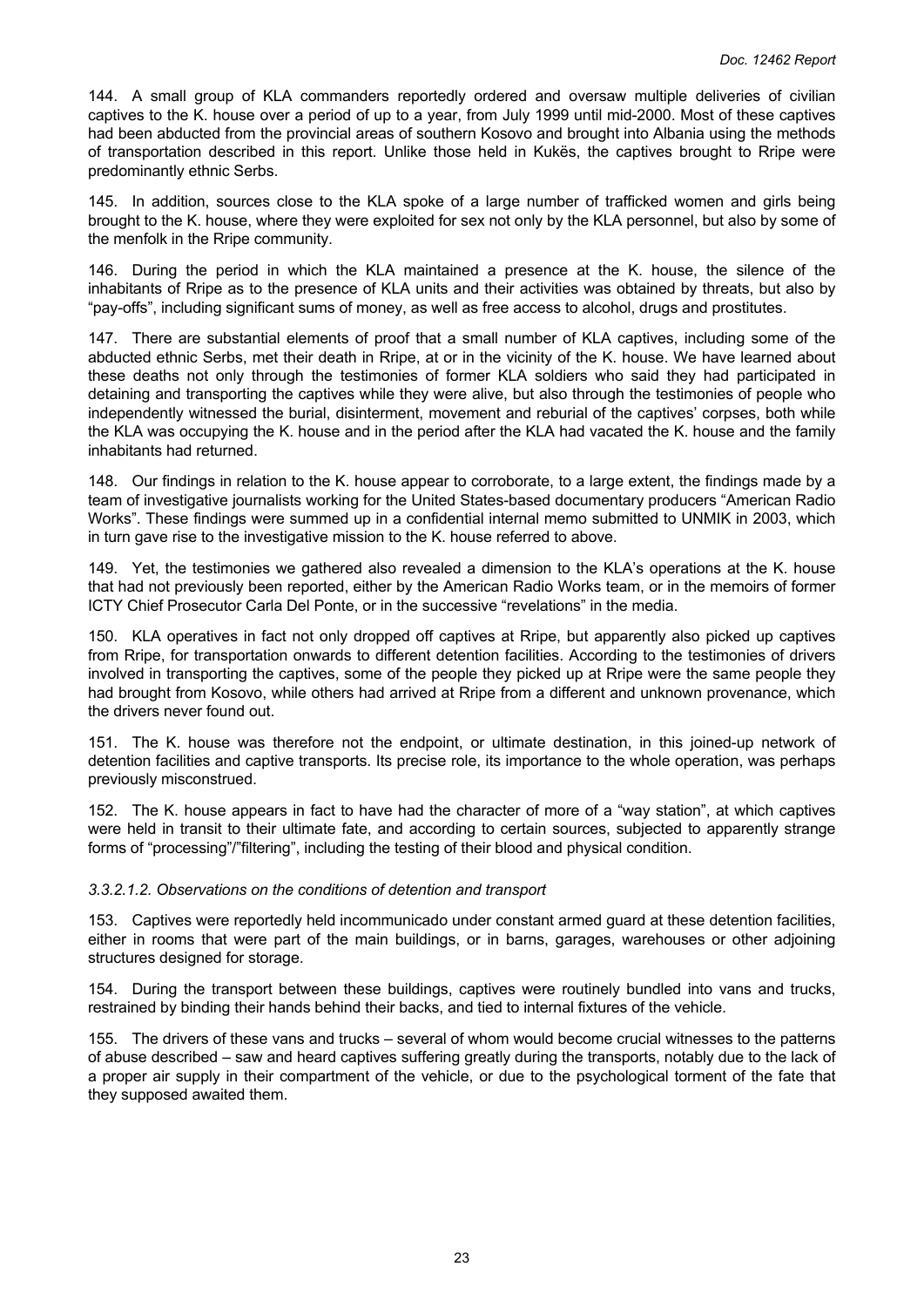144. A small group of KLA commanders reportedly ordered and oversaw multiple deliveries of civilian captives to the K. house over a period of up to a year, from July 1999 until mid-2000. Most of these captives had been abducted from the provincial areas of southern Kosovo and brought into Albania using the methods of transportation described in this report. Unlike those held in Kukës, the captives brought to Rripe were predominantly ethnic Serbs.

145. In addition, sources close to the KLA spoke of a large number of trafficked women and girls being brought to the K. house, where they were exploited for sex not only by the KLA personnel, but also by some of the menfolk in the Rripe community.

146. During the period in which the KLA maintained a presence at the K. house, the silence of the inhabitants of Rripe as to the presence of KLA units and their activities was obtained by threats, but also by "pay-offs", including significant sums of money, as well as free access to alcohol, drugs and prostitutes.

147. There are substantial elements of proof that a small number of KLA captives, including some of the abducted ethnic Serbs, met their death in Rripe, at or in the vicinity of the K. house. We have learned about these deaths not only through the testimonies of former KLA soldiers who said they had participated in detaining and transporting the captives while they were alive, but also through the testimonies of people who independently witnessed the burial, disinterment, movement and reburial of the captives' corpses, both while the KLA was occupying the K. house and in the period after the KLA had vacated the K. house and the family inhabitants had returned.

148. Our findings in relation to the K. house appear to corroborate, to a large extent, the findings made by a team of investigative journalists working for the United States-based documentary producers "American Radio Works". These findings were summed up in a confidential internal memo submitted to UNMIK in 2003, which in turn gave rise to the investigative mission to the K. house referred to above.

149. Yet, the testimonies we gathered also revealed a dimension to the KLA's operations at the K. house that had not previously been reported, either by the American Radio Works team, or in the memoirs of former ICTY Chief Prosecutor Carla Del Ponte, or in the successive "revelations" in the media.

150. KLA operatives in fact not only dropped off captives at Rripe, but apparently also picked up captives from Rripe, for transportation onwards to different detention facilities. According to the testimonies of drivers involved in transporting the captives, some of the people they picked up at Rripe were the same people they had brought from Kosovo, while others had arrived at Rripe from a different and unknown provenance, which the drivers never found out.

151. The K. house was therefore not the endpoint, or ultimate destination, in this joined-up network of detention facilities and captive transports. Its precise role, its importance to the whole operation, was perhaps previously misconstrued.

152. The K. house appears in fact to have had the character of more of a "way station", at which captives were held in transit to their ultimate fate, and according to certain sources, subjected to apparently strange forms of "processing"/"filtering", including the testing of their blood and physical condition.

#### *3.3.2.1.2. Observations on the conditions of detention and transport*

153. Captives were reportedly held incommunicado under constant armed guard at these detention facilities, either in rooms that were part of the main buildings, or in barns, garages, warehouses or other adjoining structures designed for storage.

154. During the transport between these buildings, captives were routinely bundled into vans and trucks, restrained by binding their hands behind their backs, and tied to internal fixtures of the vehicle.

155. The drivers of these vans and trucks – several of whom would become crucial witnesses to the patterns of abuse described – saw and heard captives suffering greatly during the transports, notably due to the lack of a proper air supply in their compartment of the vehicle, or due to the psychological torment of the fate that they supposed awaited them.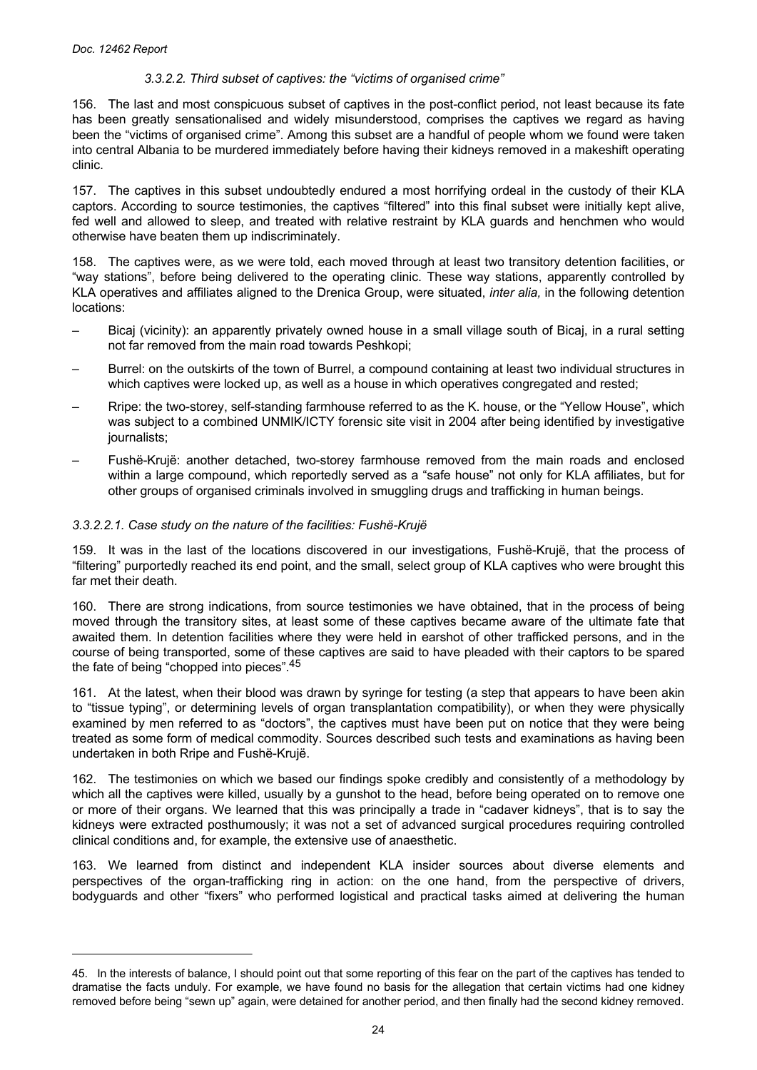#### *3.3.2.2. Third subset of captives: the "victims of organised crime"*

156. The last and most conspicuous subset of captives in the post-conflict period, not least because its fate has been greatly sensationalised and widely misunderstood, comprises the captives we regard as having been the "victims of organised crime". Among this subset are a handful of people whom we found were taken into central Albania to be murdered immediately before having their kidneys removed in a makeshift operating clinic.

157. The captives in this subset undoubtedly endured a most horrifying ordeal in the custody of their KLA captors. According to source testimonies, the captives "filtered" into this final subset were initially kept alive, fed well and allowed to sleep, and treated with relative restraint by KLA guards and henchmen who would otherwise have beaten them up indiscriminately.

158. The captives were, as we were told, each moved through at least two transitory detention facilities, or "way stations", before being delivered to the operating clinic. These way stations, apparently controlled by KLA operatives and affiliates aligned to the Drenica Group, were situated, *inter alia,* in the following detention locations:

– Bicaj (vicinity): an apparently privately owned house in a small village south of Bicaj, in a rural setting not far removed from the main road towards Peshkopi;

– Burrel: on the outskirts of the town of Burrel, a compound containing at least two individual structures in which captives were locked up, as well as a house in which operatives congregated and rested;

– Rripe: the two-storey, self-standing farmhouse referred to as the K. house, or the "Yellow House", which was subject to a combined UNMIK/ICTY forensic site visit in 2004 after being identified by investigative journalists;

– Fushë-Krujë: another detached, two-storey farmhouse removed from the main roads and enclosed within a large compound, which reportedly served as a "safe house" not only for KLA affiliates, but for other groups of organised criminals involved in smuggling drugs and trafficking in human beings.

##### *3.3.2.2.1. Case study on the nature of the facilities: Fushë-Krujë*

159. It was in the last of the locations discovered in our investigations, Fushë-Krujë, that the process of "filtering" purportedly reached its end point, and the small, select group of KLA captives who were brought this far met their death.

160. There are strong indications, from source testimonies we have obtained, that in the process of being moved through the transitory sites, at least some of these captives became aware of the ultimate fate that awaited them. In detention facilities where they were held in earshot of other trafficked persons, and in the course of being transported, some of these captives are said to have pleaded with their captors to be spared the fate of being "chopped into pieces".[45]

161. At the latest, when their blood was drawn by syringe for testing (a step that appears to have been akin to "tissue typing", or determining levels of organ transplantation compatibility), or when they were physically examined by men referred to as "doctors", the captives must have been put on notice that they were being treated as some form of medical commodity. Sources described such tests and examinations as having been undertaken in both Rripe and Fushë-Krujë.

162. The testimonies on which we based our findings spoke credibly and consistently of a methodology by which all the captives were killed, usually by a gunshot to the head, before being operated on to remove one or more of their organs. We learned that this was principally a trade in "cadaver kidneys", that is to say the kidneys were extracted posthumously; it was not a set of advanced surgical procedures requiring controlled clinical conditions and, for example, the extensive use of anaesthetic.

163. We learned from distinct and independent KLA insider sources about diverse elements and perspectives of the organ-trafficking ring in action: on the one hand, from the perspective of drivers, bodyguards and other "fixers" who performed logistical and practical tasks aimed at delivering the human

---

45. In the interests of balance, I should point out that some reporting of this fear on the part of the captives has tended to dramatise the facts unduly. For example, we have found no basis for the allegation that certain victims had one kidney removed before being "sewn up" again, were detained for another period, and then finally had the second kidney removed.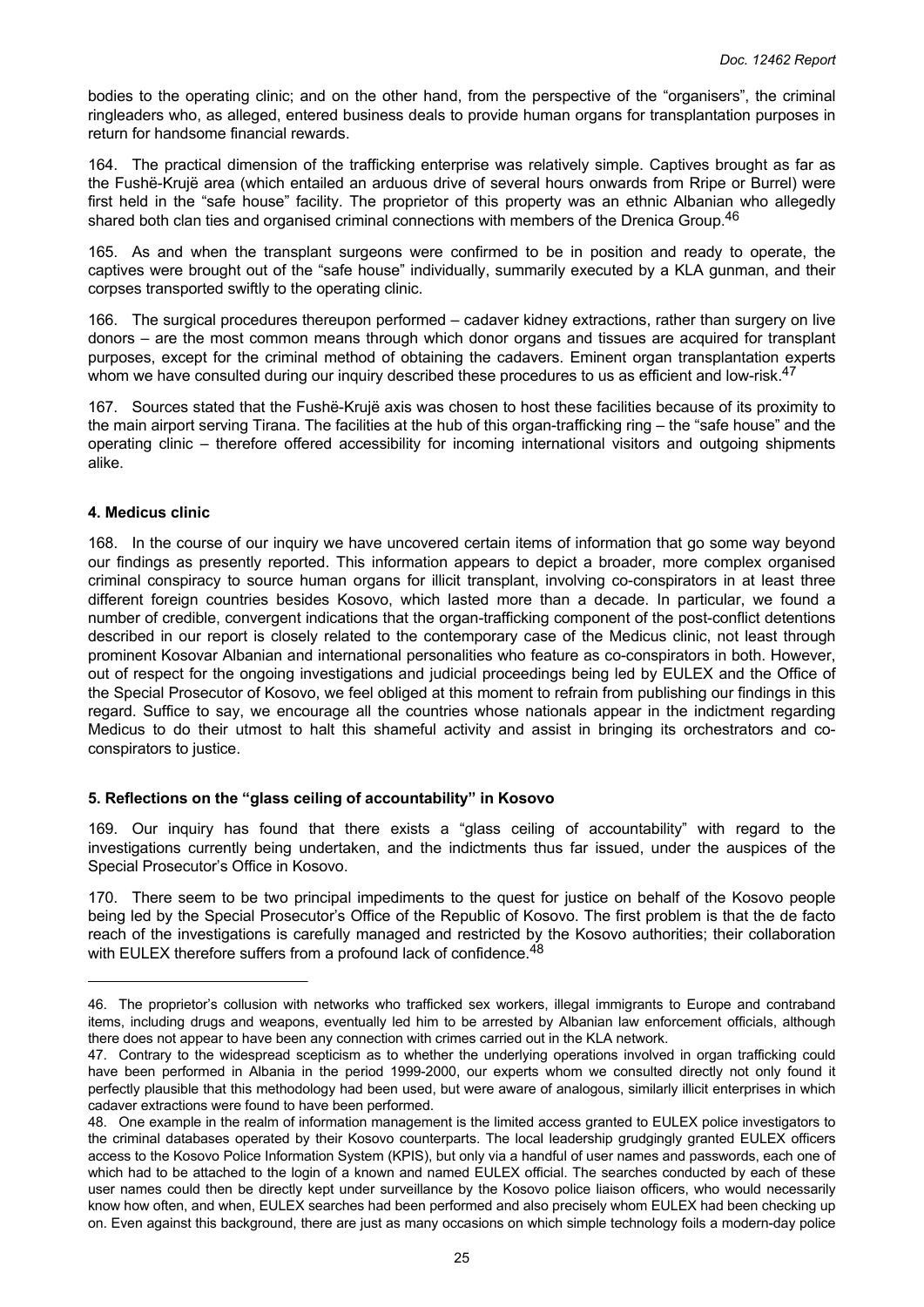bodies to the operating clinic; and on the other hand, from the perspective of the "organisers", the criminal ringleaders who, as alleged, entered business deals to provide human organs for transplantation purposes in return for handsome financial rewards.

164. The practical dimension of the trafficking enterprise was relatively simple. Captives brought as far as the Fushë-Krujë area (which entailed an arduous drive of several hours onwards from Rripe or Burrel) were first held in the "safe house" facility. The proprietor of this property was an ethnic Albanian who allegedly shared both clan ties and organised criminal connections with members of the Drenica Group.[46]

165. As and when the transplant surgeons were confirmed to be in position and ready to operate, the captives were brought out of the "safe house" individually, summarily executed by a KLA gunman, and their corpses transported swiftly to the operating clinic.

166. The surgical procedures thereupon performed – cadaver kidney extractions, rather than surgery on live donors – are the most common means through which donor organs and tissues are acquired for transplant purposes, except for the criminal method of obtaining the cadavers. Eminent organ transplantation experts whom we have consulted during our inquiry described these procedures to us as efficient and low-risk.[47]

167. Sources stated that the Fushë-Krujë axis was chosen to host these facilities because of its proximity to the main airport serving Tirana. The facilities at the hub of this organ-trafficking ring – the "safe house" and the operating clinic – therefore offered accessibility for incoming international visitors and outgoing shipments alike.

#### 4. Medicus clinic

168. In the course of our inquiry we have uncovered certain items of information that go some way beyond our findings as presently reported. This information appears to depict a broader, more complex organised criminal conspiracy to source human organs for illicit transplant, involving co-conspirators in at least three different foreign countries besides Kosovo, which lasted more than a decade. In particular, we found a number of credible, convergent indications that the organ-trafficking component of the post-conflict detentions described in our report is closely related to the contemporary case of the Medicus clinic, not least through prominent Kosovar Albanian and international personalities who feature as co-conspirators in both. However, out of respect for the ongoing investigations and judicial proceedings being led by EULEX and the Office of the Special Prosecutor of Kosovo, we feel obliged at this moment to refrain from publishing our findings in this regard. Suffice to say, we encourage all the countries whose nationals appear in the indictment regarding Medicus to do their utmost to halt this shameful activity and assist in bringing its orchestrators and co-conspirators to justice.

#### 5. Reflections on the "glass ceiling of accountability" in Kosovo

169. Our inquiry has found that there exists a "glass ceiling of accountability" with regard to the investigations currently being undertaken, and the indictments thus far issued, under the auspices of the Special Prosecutor's Office in Kosovo.

170. There seem to be two principal impediments to the quest for justice on behalf of the Kosovo people being led by the Special Prosecutor's Office of the Republic of Kosovo. The first problem is that the de facto reach of the investigations is carefully managed and restricted by the Kosovo authorities; their collaboration with EULEX therefore suffers from a profound lack of confidence.[48]

---

46. The proprietor's collusion with networks who trafficked sex workers, illegal immigrants to Europe and contraband items, including drugs and weapons, eventually led him to be arrested by Albanian law enforcement officials, although there does not appear to have been any connection with crimes carried out in the KLA network.

47. Contrary to the widespread scepticism as to whether the underlying operations involved in organ trafficking could have been performed in Albania in the period 1999-2000, our experts whom we consulted directly not only found it perfectly plausible that this methodology had been used, but were aware of analogous, similarly illicit enterprises in which cadaver extractions were found to have been performed.

48. One example in the realm of information management is the limited access granted to EULEX police investigators to the criminal databases operated by their Kosovo counterparts. The local leadership grudgingly granted EULEX officers access to the Kosovo Police Information System (KPIS), but only via a handful of user names and passwords, each one of which had to be attached to the login of a known and named EULEX official. The searches conducted by each of these user names could then be directly kept under surveillance by the Kosovo police liaison officers, who would necessarily know how often, and when, EULEX searches had been performed and also precisely whom EULEX had been checking up on. Even against this background, there are just as many occasions on which simple technology foils a modern-day police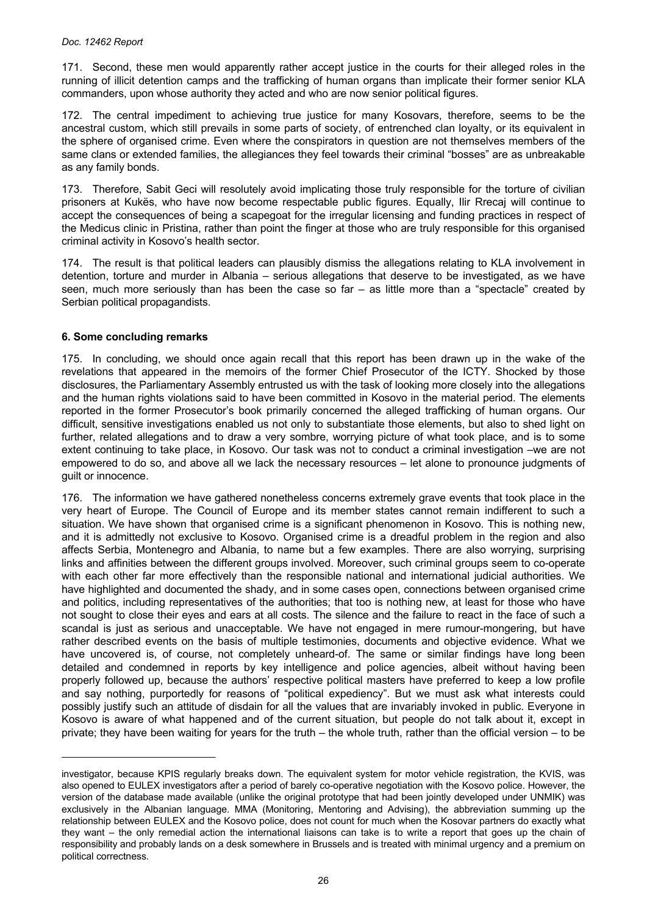171. Second, these men would apparently rather accept justice in the courts for their alleged roles in the running of illicit detention camps and the trafficking of human organs than implicate their former senior KLA commanders, upon whose authority they acted and who are now senior political figures.

172. The central impediment to achieving true justice for many Kosovars, therefore, seems to be the ancestral custom, which still prevails in some parts of society, of entrenched clan loyalty, or its equivalent in the sphere of organised crime. Even where the conspirators in question are not themselves members of the same clans or extended families, the allegiances they feel towards their criminal "bosses" are as unbreakable as any family bonds.

173. Therefore, Sabit Geci will resolutely avoid implicating those truly responsible for the torture of civilian prisoners at Kukës, who have now become respectable public figures. Equally, Ilir Rrecaj will continue to accept the consequences of being a scapegoat for the irregular licensing and funding practices in respect of the Medicus clinic in Pristina, rather than point the finger at those who are truly responsible for this organised criminal activity in Kosovo's health sector.

174. The result is that political leaders can plausibly dismiss the allegations relating to KLA involvement in detention, torture and murder in Albania – serious allegations that deserve to be investigated, as we have seen, much more seriously than has been the case so far – as little more than a "spectacle" created by Serbian political propagandists.

## 6. Some concluding remarks

175. In concluding, we should once again recall that this report has been drawn up in the wake of the revelations that appeared in the memoirs of the former Chief Prosecutor of the ICTY. Shocked by those disclosures, the Parliamentary Assembly entrusted us with the task of looking more closely into the allegations and the human rights violations said to have been committed in Kosovo in the material period. The elements reported in the former Prosecutor's book primarily concerned the alleged trafficking of human organs. Our difficult, sensitive investigations enabled us not only to substantiate those elements, but also to shed light on further, related allegations and to draw a very sombre, worrying picture of what took place, and is to some extent continuing to take place, in Kosovo. Our task was not to conduct a criminal investigation –we are not empowered to do so, and above all we lack the necessary resources – let alone to pronounce judgments of guilt or innocence.

176. The information we have gathered nonetheless concerns extremely grave events that took place in the very heart of Europe. The Council of Europe and its member states cannot remain indifferent to such a situation. We have shown that organised crime is a significant phenomenon in Kosovo. This is nothing new, and it is admittedly not exclusive to Kosovo. Organised crime is a dreadful problem in the region and also affects Serbia, Montenegro and Albania, to name but a few examples. There are also worrying, surprising links and affinities between the different groups involved. Moreover, such criminal groups seem to co-operate with each other far more effectively than the responsible national and international judicial authorities. We have highlighted and documented the shady, and in some cases open, connections between organised crime and politics, including representatives of the authorities; that too is nothing new, at least for those who have not sought to close their eyes and ears at all costs. The silence and the failure to react in the face of such a scandal is just as serious and unacceptable. We have not engaged in mere rumour-mongering, but have rather described events on the basis of multiple testimonies, documents and objective evidence. What we have uncovered is, of course, not completely unheard-of. The same or similar findings have long been detailed and condemned in reports by key intelligence and police agencies, albeit without having been properly followed up, because the authors' respective political masters have preferred to keep a low profile and say nothing, purportedly for reasons of "political expediency". But we must ask what interests could possibly justify such an attitude of disdain for all the values that are invariably invoked in public. Everyone in Kosovo is aware of what happened and of the current situation, but people do not talk about it, except in private; they have been waiting for years for the truth – the whole truth, rather than the official version – to be

---

investigator, because KPIS regularly breaks down. The equivalent system for motor vehicle registration, the KVIS, was also opened to EULEX investigators after a period of barely co-operative negotiation with the Kosovo police. However, the version of the database made available (unlike the original prototype that had been jointly developed under UNMIK) was exclusively in the Albanian language. MMA (Monitoring, Mentoring and Advising), the abbreviation summing up the relationship between EULEX and the Kosovo police, does not count for much when the Kosovar partners do exactly what they want – the only remedial action the international liaisons can take is to write a report that goes up the chain of responsibility and probably lands on a desk somewhere in Brussels and is treated with minimal urgency and a premium on political correctness.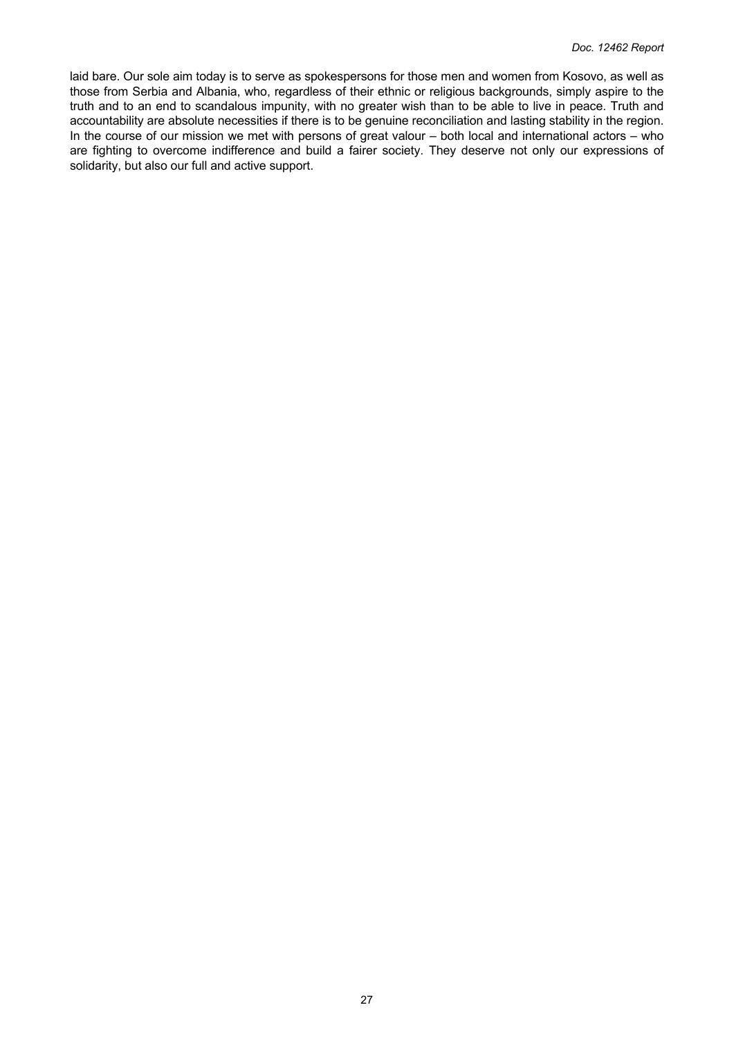laid bare. Our sole aim today is to serve as spokespersons for those men and women from Kosovo, as well as those from Serbia and Albania, who, regardless of their ethnic or religious backgrounds, simply aspire to the truth and to an end to scandalous impunity, with no greater wish than to be able to live in peace. Truth and accountability are absolute necessities if there is to be genuine reconciliation and lasting stability in the region. In the course of our mission we met with persons of great valour – both local and international actors – who are fighting to overcome indifference and build a fairer society. They deserve not only our expressions of solidarity, but also our full and active support.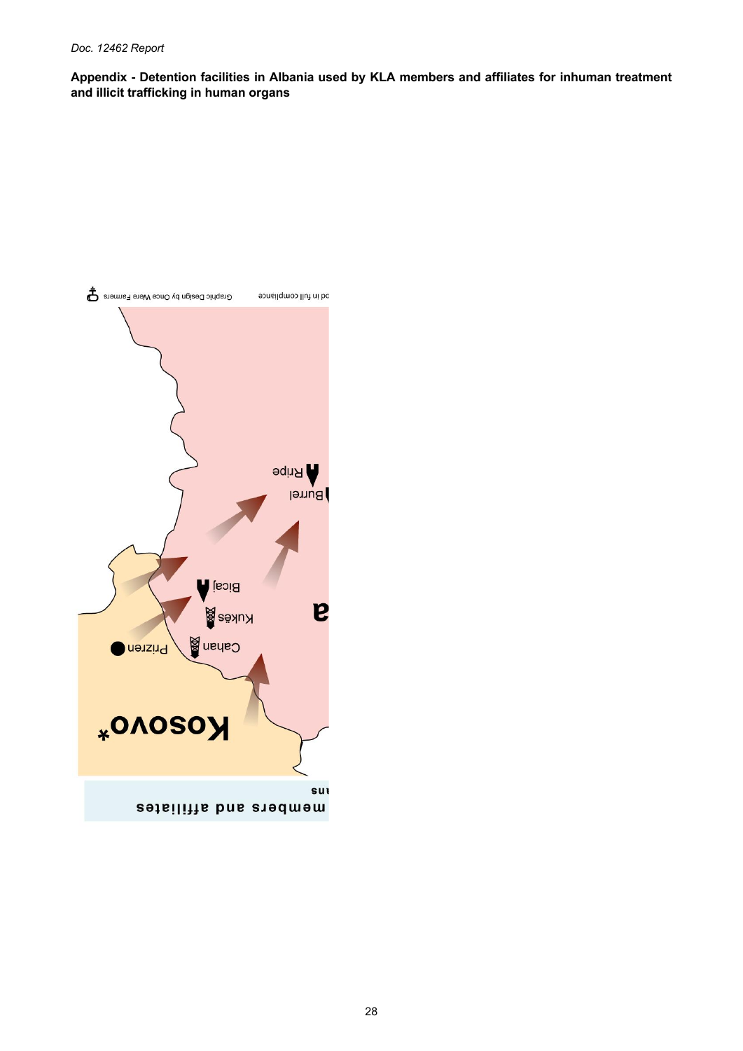**Appendix - Detention facilities in Albania used by KLA members and affiliates for inhuman treatment and illicit trafficking in human organs**

Kosovo*

Prizren

Cahan

Kukës

Bicaj

Burrel

Rripe

members and affiliates

ns

Graphic Design by Once Were Farmers

od in full compliance